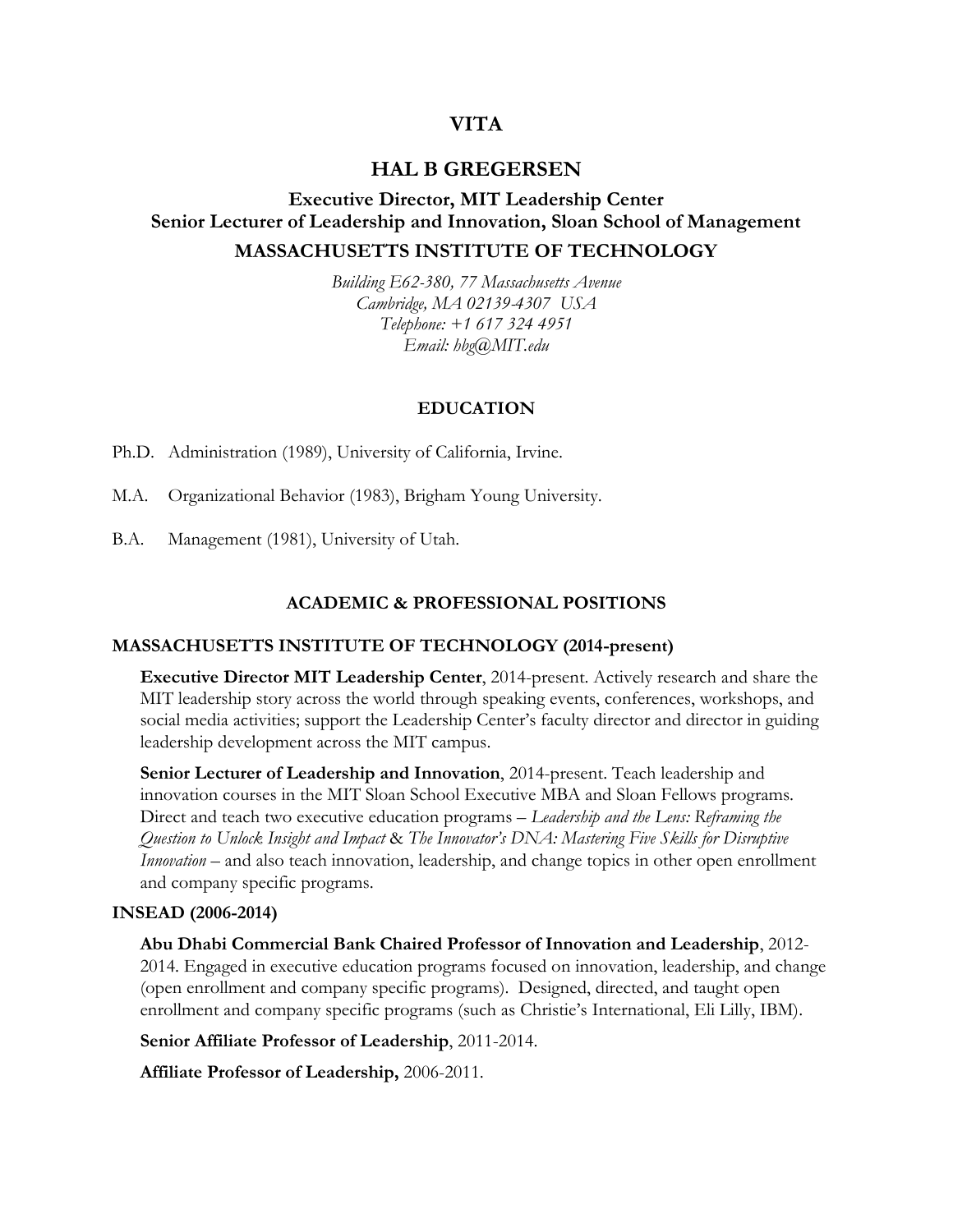# VITA

# HAL B GREGERSEN

### Executive Director, MIT Leadership Center
### Senior Lecturer of Leadership and Innovation, Sloan School of Management

## MASSACHUSETTS INSTITUTE OF TECHNOLOGY

*Building E62-380, 77 Massachusetts Avenue*
*Cambridge, MA 02139-4307 USA*
*Telephone: +1 617 324 4951*
*Email: hbg@MIT.edu*

## EDUCATION

Ph.D. Administration (1989), University of California, Irvine.

M.A. Organizational Behavior (1983), Brigham Young University.

B.A. Management (1981), University of Utah.

## ACADEMIC & PROFESSIONAL POSITIONS

### MASSACHUSETTS INSTITUTE OF TECHNOLOGY (2014-present)

**Executive Director MIT Leadership Center**, 2014-present. Actively research and share the MIT leadership story across the world through speaking events, conferences, workshops, and social media activities; support the Leadership Center's faculty director and director in guiding leadership development across the MIT campus.

**Senior Lecturer of Leadership and Innovation**, 2014-present. Teach leadership and innovation courses in the MIT Sloan School Executive MBA and Sloan Fellows programs. Direct and teach two executive education programs – *Leadership and the Lens: Reframing the Question to Unlock Insight and Impact* & *The Innovator's DNA: Mastering Five Skills for Disruptive Innovation* – and also teach innovation, leadership, and change topics in other open enrollment and company specific programs.

### INSEAD (2006-2014)

**Abu Dhabi Commercial Bank Chaired Professor of Innovation and Leadership**, 2012-2014. Engaged in executive education programs focused on innovation, leadership, and change (open enrollment and company specific programs). Designed, directed, and taught open enrollment and company specific programs (such as Christie's International, Eli Lilly, IBM).

**Senior Affiliate Professor of Leadership**, 2011-2014.

**Affiliate Professor of Leadership,** 2006-2011.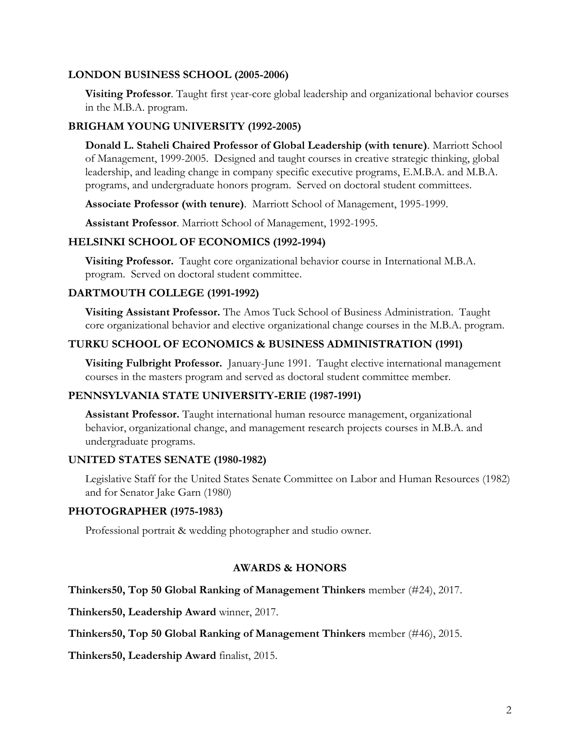**LONDON BUSINESS SCHOOL (2005-2006)**

**Visiting Professor**. Taught first year-core global leadership and organizational behavior courses in the M.B.A. program.

**BRIGHAM YOUNG UNIVERSITY (1992-2005)**

**Donald L. Staheli Chaired Professor of Global Leadership (with tenure)**. Marriott School of Management, 1999-2005. Designed and taught courses in creative strategic thinking, global leadership, and leading change in company specific executive programs, E.M.B.A. and M.B.A. programs, and undergraduate honors program. Served on doctoral student committees.

**Associate Professor (with tenure)**. Marriott School of Management, 1995-1999.

**Assistant Professor**. Marriott School of Management, 1992-1995.

**HELSINKI SCHOOL OF ECONOMICS (1992-1994)**

**Visiting Professor.** Taught core organizational behavior course in International M.B.A. program. Served on doctoral student committee.

**DARTMOUTH COLLEGE (1991-1992)**

**Visiting Assistant Professor.** The Amos Tuck School of Business Administration. Taught core organizational behavior and elective organizational change courses in the M.B.A. program.

**TURKU SCHOOL OF ECONOMICS & BUSINESS ADMINISTRATION (1991)**

**Visiting Fulbright Professor.** January-June 1991. Taught elective international management courses in the masters program and served as doctoral student committee member.

**PENNSYLVANIA STATE UNIVERSITY-ERIE (1987-1991)**

**Assistant Professor.** Taught international human resource management, organizational behavior, organizational change, and management research projects courses in M.B.A. and undergraduate programs.

**UNITED STATES SENATE (1980-1982)**

Legislative Staff for the United States Senate Committee on Labor and Human Resources (1982) and for Senator Jake Garn (1980)

**PHOTOGRAPHER (1975-1983)**

Professional portrait & wedding photographer and studio owner.

## AWARDS & HONORS

**Thinkers50, Top 50 Global Ranking of Management Thinkers** member (#24), 2017.

**Thinkers50, Leadership Award** winner, 2017.

**Thinkers50, Top 50 Global Ranking of Management Thinkers** member (#46), 2015.

**Thinkers50, Leadership Award** finalist, 2015.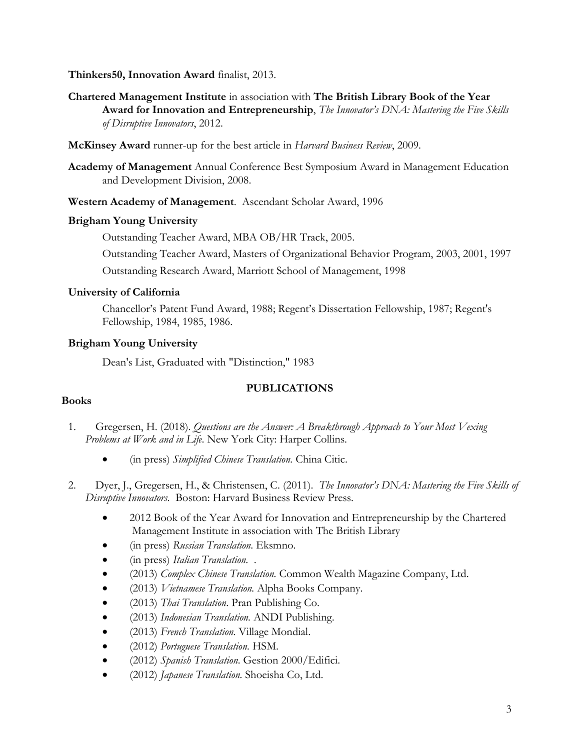**Thinkers50, Innovation Award** finalist, 2013.

**Chartered Management Institute** in association with **The British Library Book of the Year Award for Innovation and Entrepreneurship**, *The Innovator's DNA: Mastering the Five Skills of Disruptive Innovators*, 2012.

**McKinsey Award** runner-up for the best article in *Harvard Business Review*, 2009.

**Academy of Management** Annual Conference Best Symposium Award in Management Education and Development Division, 2008.

**Western Academy of Management**. Ascendant Scholar Award, 1996

**Brigham Young University**

Outstanding Teacher Award, MBA OB/HR Track, 2005.

Outstanding Teacher Award, Masters of Organizational Behavior Program, 2003, 2001, 1997

Outstanding Research Award, Marriott School of Management, 1998

**University of California**

Chancellor's Patent Fund Award, 1988; Regent's Dissertation Fellowship, 1987; Regent's Fellowship, 1984, 1985, 1986.

**Brigham Young University**

Dean's List, Graduated with "Distinction," 1983

## PUBLICATIONS

### Books

1. Gregersen, H. (2018). *Questions are the Answer: A Breakthrough Approach to Your Most Vexing Problems at Work and in Life.* New York City: Harper Collins.
    - (in press) *Simplified Chinese Translation.* China Citic.

2. Dyer, J., Gregersen, H., & Christensen, C. (2011). *The Innovator's DNA: Mastering the Five Skills of Disruptive Innovators.* Boston: Harvard Business Review Press.
    - 2012 Book of the Year Award for Innovation and Entrepreneurship by the Chartered Management Institute in association with The British Library
    - (in press) *Russian Translation.* Eksmno.
    - (in press) *Italian Translation.* .
    - (2013) *Complex Chinese Translation.* Common Wealth Magazine Company, Ltd.
    - (2013) *Vietnamese Translation.* Alpha Books Company.
    - (2013) *Thai Translation.* Pran Publishing Co.
    - (2013) *Indonesian Translation.* ANDI Publishing.
    - (2013) *French Translation.* Village Mondial.
    - (2012) *Portuguese Translation.* HSM.
    - (2012) *Spanish Translation.* Gestion 2000/Edifici.
    - (2012) *Japanese Translation.* Shoeisha Co, Ltd.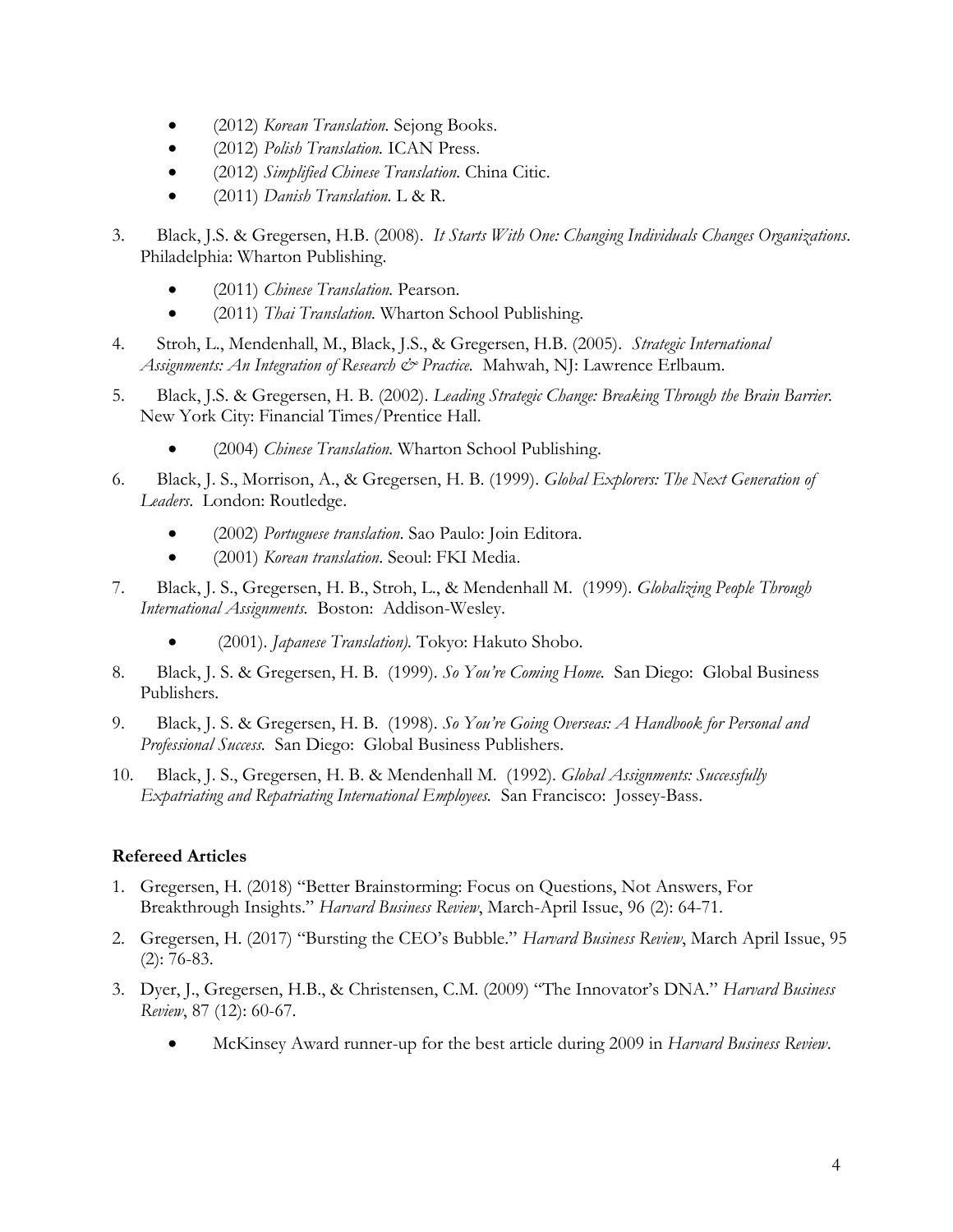- (2012) *Korean Translation*. Sejong Books.
- (2012) *Polish Translation*. ICAN Press.
- (2012) *Simplified Chinese Translation*. China Citic.
- (2011) *Danish Translation*. L & R.

3. Black, J.S. & Gregersen, H.B. (2008). *It Starts With One: Changing Individuals Changes Organizations*. Philadelphia: Wharton Publishing.
   - (2011) *Chinese Translation*. Pearson.
   - (2011) *Thai Translation*. Wharton School Publishing.
4. Stroh, L., Mendenhall, M., Black, J.S., & Gregersen, H.B. (2005). *Strategic International Assignments: An Integration of Research & Practice*. Mahwah, NJ: Lawrence Erlbaum.
5. Black, J.S. & Gregersen, H. B. (2002). *Leading Strategic Change: Breaking Through the Brain Barrier*. New York City: Financial Times/Prentice Hall.
   - (2004) *Chinese Translation*. Wharton School Publishing.
6. Black, J. S., Morrison, A., & Gregersen, H. B. (1999). *Global Explorers: The Next Generation of Leaders*. London: Routledge.
   - (2002) *Portuguese translation*. Sao Paulo: Join Editora.
   - (2001) *Korean translation*. Seoul: FKI Media.
7. Black, J. S., Gregersen, H. B., Stroh, L., & Mendenhall M. (1999). *Globalizing People Through International Assignments*. Boston: Addison-Wesley.
   - (2001). *Japanese Translation)*. Tokyo: Hakuto Shobo.
8. Black, J. S. & Gregersen, H. B. (1999). *So You're Coming Home*. San Diego: Global Business Publishers.
9. Black, J. S. & Gregersen, H. B. (1998). *So You're Going Overseas: A Handbook for Personal and Professional Success*. San Diego: Global Business Publishers.
10. Black, J. S., Gregersen, H. B. & Mendenhall M. (1992). *Global Assignments: Successfully Expatriating and Repatriating International Employees*. San Francisco: Jossey-Bass.

**Refereed Articles**

1. Gregersen, H. (2018) "Better Brainstorming: Focus on Questions, Not Answers, For Breakthrough Insights." *Harvard Business Review*, March-April Issue, 96 (2): 64-71.
2. Gregersen, H. (2017) "Bursting the CEO's Bubble." *Harvard Business Review*, March April Issue, 95 (2): 76-83.
3. Dyer, J., Gregersen, H.B., & Christensen, C.M. (2009) "The Innovator's DNA." *Harvard Business Review*, 87 (12): 60-67.
   - McKinsey Award runner-up for the best article during 2009 in *Harvard Business Review*.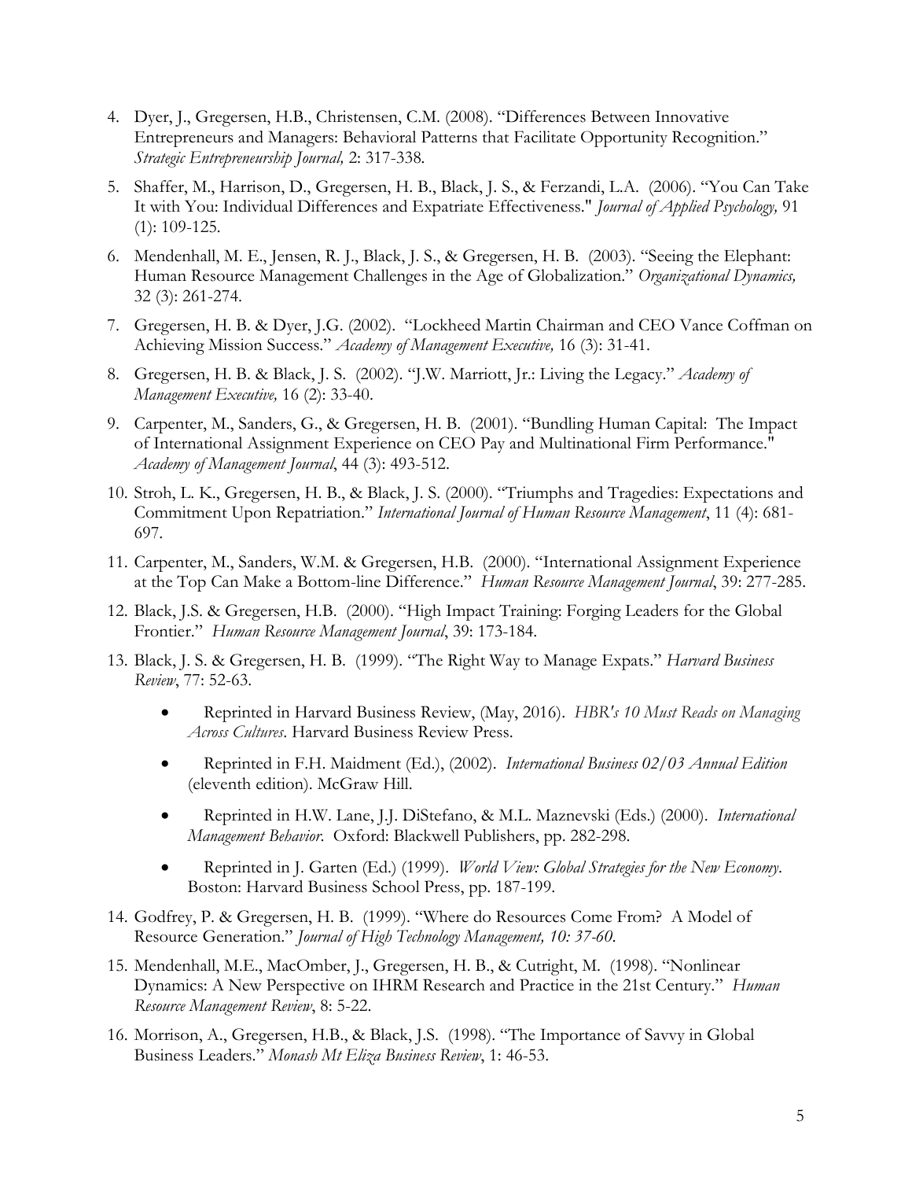4. Dyer, J., Gregersen, H.B., Christensen, C.M. (2008). "Differences Between Innovative Entrepreneurs and Managers: Behavioral Patterns that Facilitate Opportunity Recognition." *Strategic Entrepreneurship Journal,* 2: 317-338.
5. Shaffer, M., Harrison, D., Gregersen, H. B., Black, J. S., & Ferzandi, L.A. (2006). "You Can Take It with You: Individual Differences and Expatriate Effectiveness." *Journal of Applied Psychology,* 91 (1): 109-125.
6. Mendenhall, M. E., Jensen, R. J., Black, J. S., & Gregersen, H. B. (2003). "Seeing the Elephant: Human Resource Management Challenges in the Age of Globalization." *Organizational Dynamics,* 32 (3): 261-274.
7. Gregersen, H. B. & Dyer, J.G. (2002). "Lockheed Martin Chairman and CEO Vance Coffman on Achieving Mission Success." *Academy of Management Executive,* 16 (3): 31-41.
8. Gregersen, H. B. & Black, J. S. (2002). "J.W. Marriott, Jr.: Living the Legacy." *Academy of Management Executive,* 16 (2): 33-40.
9. Carpenter, M., Sanders, G., & Gregersen, H. B. (2001). "Bundling Human Capital: The Impact of International Assignment Experience on CEO Pay and Multinational Firm Performance." *Academy of Management Journal*, 44 (3): 493-512.
10. Stroh, L. K., Gregersen, H. B., & Black, J. S. (2000). "Triumphs and Tragedies: Expectations and Commitment Upon Repatriation." *International Journal of Human Resource Management*, 11 (4): 681-697.
11. Carpenter, M., Sanders, W.M. & Gregersen, H.B. (2000). "International Assignment Experience at the Top Can Make a Bottom-line Difference." *Human Resource Management Journal*, 39: 277-285.
12. Black, J.S. & Gregersen, H.B. (2000). "High Impact Training: Forging Leaders for the Global Frontier." *Human Resource Management Journal*, 39: 173-184.
13. Black, J. S. & Gregersen, H. B. (1999). "The Right Way to Manage Expats." *Harvard Business Review*, 77: 52-63.
    - Reprinted in Harvard Business Review, (May, 2016). *HBR's 10 Must Reads on Managing Across Cultures*. Harvard Business Review Press.
    - Reprinted in F.H. Maidment (Ed.), (2002). *International Business 02/03 Annual Edition* (eleventh edition). McGraw Hill.
    - Reprinted in H.W. Lane, J.J. DiStefano, & M.L. Maznevski (Eds.) (2000). *International Management Behavior*. Oxford: Blackwell Publishers, pp. 282-298.
    - Reprinted in J. Garten (Ed.) (1999). *World View: Global Strategies for the New Economy*. Boston: Harvard Business School Press, pp. 187-199.
14. Godfrey, P. & Gregersen, H. B. (1999). "Where do Resources Come From? A Model of Resource Generation." *Journal of High Technology Management, 10: 37-60.*
15. Mendenhall, M.E., MacOmber, J., Gregersen, H. B., & Cutright, M. (1998). "Nonlinear Dynamics: A New Perspective on IHRM Research and Practice in the 21st Century." *Human Resource Management Review*, 8: 5-22.
16. Morrison, A., Gregersen, H.B., & Black, J.S. (1998). "The Importance of Savvy in Global Business Leaders." *Monash Mt Eliza Business Review*, 1: 46-53.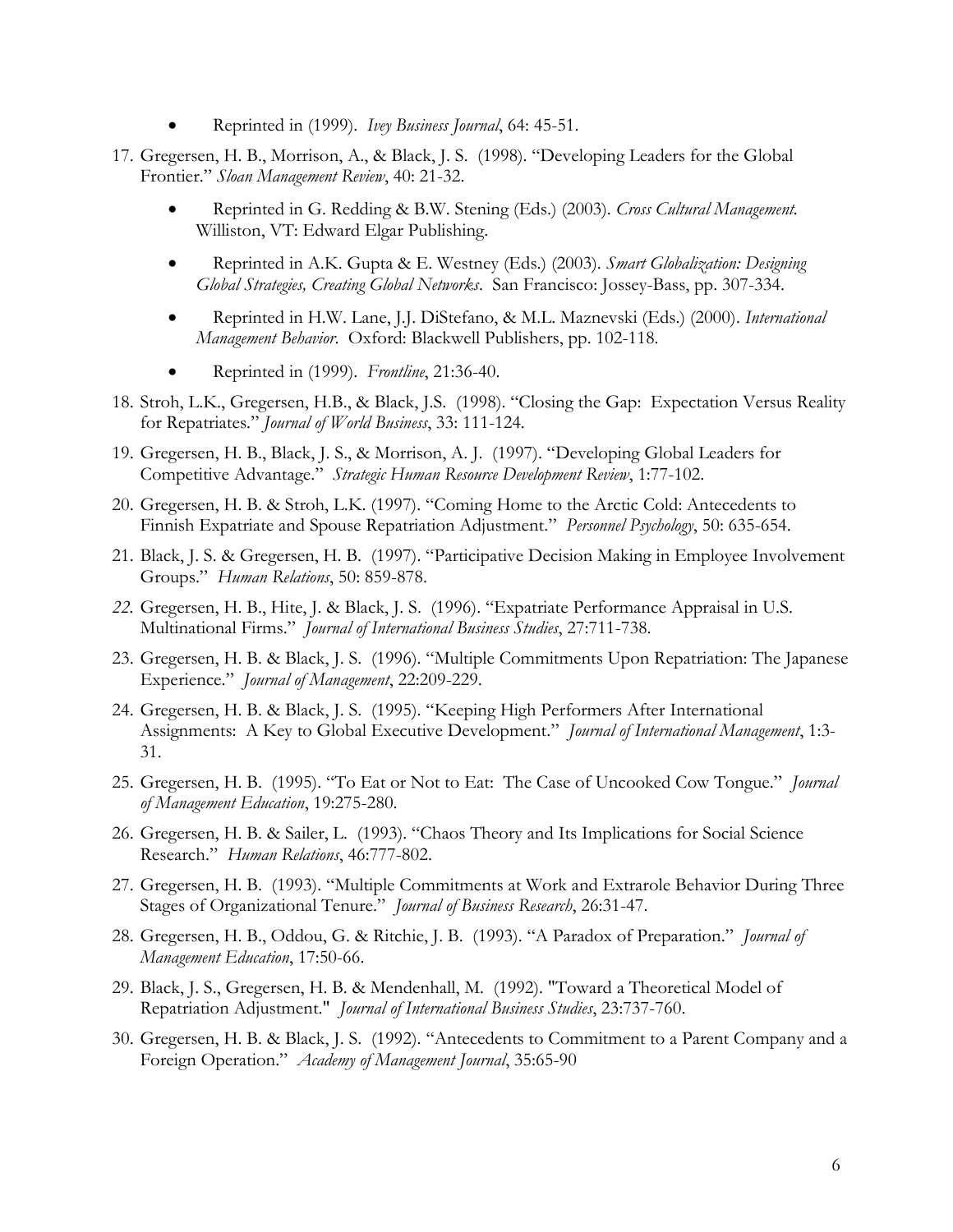- Reprinted in (1999). *Ivey Business Journal*, 64: 45-51.

17. Gregersen, H. B., Morrison, A., & Black, J. S. (1998). "Developing Leaders for the Global Frontier." *Sloan Management Review*, 40: 21-32.
    - Reprinted in G. Redding & B.W. Stening (Eds.) (2003). *Cross Cultural Management.* Williston, VT: Edward Elgar Publishing.
    - Reprinted in A.K. Gupta & E. Westney (Eds.) (2003). *Smart Globalization: Designing Global Strategies, Creating Global Networks*. San Francisco: Jossey-Bass, pp. 307-334.
    - Reprinted in H.W. Lane, J.J. DiStefano, & M.L. Maznevski (Eds.) (2000). *International Management Behavior.* Oxford: Blackwell Publishers, pp. 102-118.
    - Reprinted in (1999). *Frontline*, 21:36-40.
18. Stroh, L.K., Gregersen, H.B., & Black, J.S. (1998). "Closing the Gap: Expectation Versus Reality for Repatriates." *Journal of World Business*, 33: 111-124.
19. Gregersen, H. B., Black, J. S., & Morrison, A. J. (1997). "Developing Global Leaders for Competitive Advantage." *Strategic Human Resource Development Review*, 1:77-102.
20. Gregersen, H. B. & Stroh, L.K. (1997). "Coming Home to the Arctic Cold: Antecedents to Finnish Expatriate and Spouse Repatriation Adjustment." *Personnel Psychology*, 50: 635-654.
21. Black, J. S. & Gregersen, H. B. (1997). "Participative Decision Making in Employee Involvement Groups." *Human Relations*, 50: 859-878.
22. Gregersen, H. B., Hite, J. & Black, J. S. (1996). "Expatriate Performance Appraisal in U.S. Multinational Firms." *Journal of International Business Studies*, 27:711-738.
23. Gregersen, H. B. & Black, J. S. (1996). "Multiple Commitments Upon Repatriation: The Japanese Experience." *Journal of Management*, 22:209-229.
24. Gregersen, H. B. & Black, J. S. (1995). "Keeping High Performers After International Assignments: A Key to Global Executive Development." *Journal of International Management*, 1:3-31.
25. Gregersen, H. B. (1995). "To Eat or Not to Eat: The Case of Uncooked Cow Tongue." *Journal of Management Education*, 19:275-280.
26. Gregersen, H. B. & Sailer, L. (1993). "Chaos Theory and Its Implications for Social Science Research." *Human Relations*, 46:777-802.
27. Gregersen, H. B. (1993). "Multiple Commitments at Work and Extrarole Behavior During Three Stages of Organizational Tenure." *Journal of Business Research*, 26:31-47.
28. Gregersen, H. B., Oddou, G. & Ritchie, J. B. (1993). "A Paradox of Preparation." *Journal of Management Education*, 17:50-66.
29. Black, J. S., Gregersen, H. B. & Mendenhall, M. (1992). "Toward a Theoretical Model of Repatriation Adjustment." *Journal of International Business Studies*, 23:737-760.
30. Gregersen, H. B. & Black, J. S. (1992). "Antecedents to Commitment to a Parent Company and a Foreign Operation." *Academy of Management Journal*, 35:65-90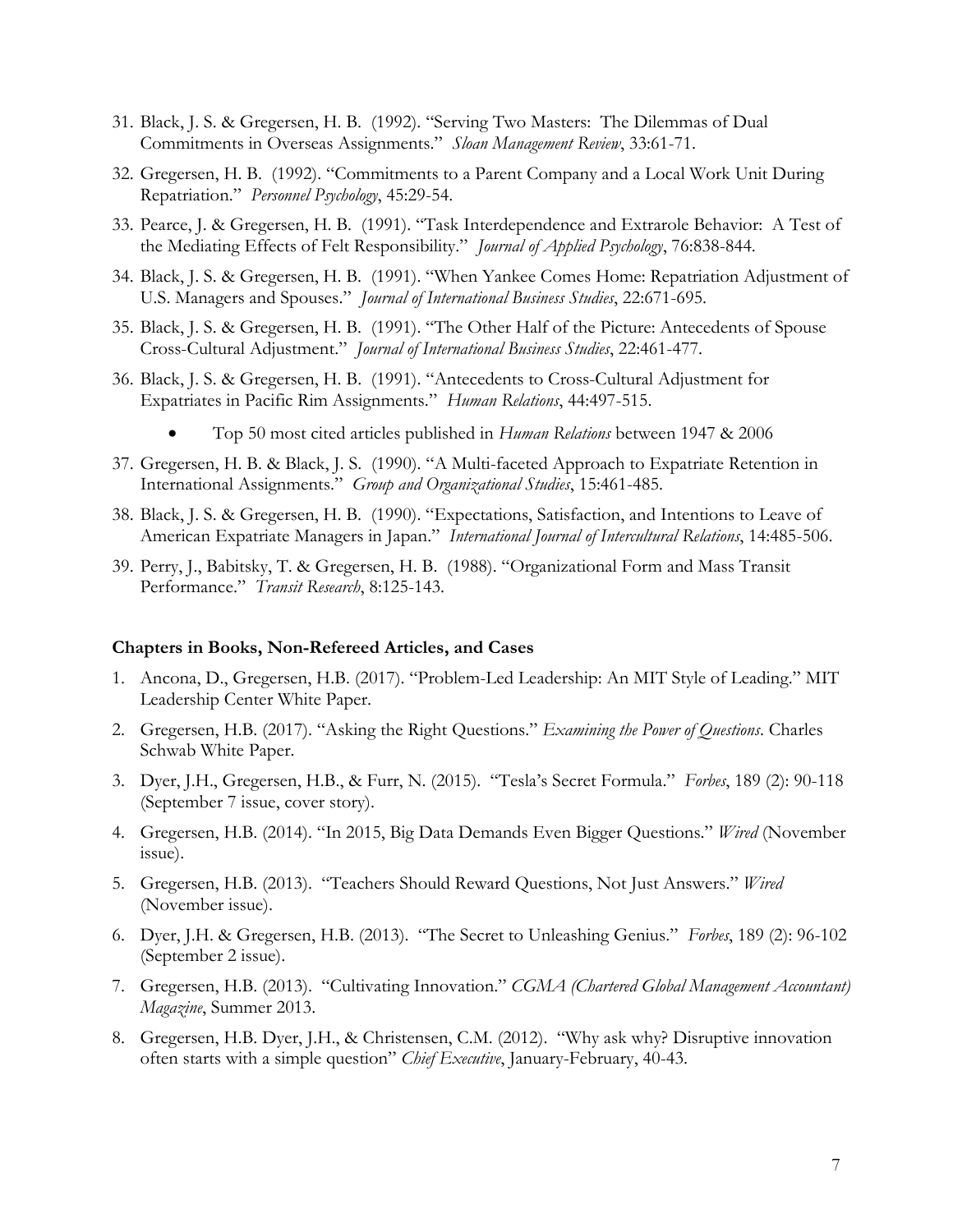31. Black, J. S. & Gregersen, H. B. (1992). "Serving Two Masters: The Dilemmas of Dual Commitments in Overseas Assignments." *Sloan Management Review*, 33:61-71.
32. Gregersen, H. B. (1992). "Commitments to a Parent Company and a Local Work Unit During Repatriation." *Personnel Psychology*, 45:29-54.
33. Pearce, J. & Gregersen, H. B. (1991). "Task Interdependence and Extrarole Behavior: A Test of the Mediating Effects of Felt Responsibility." *Journal of Applied Psychology*, 76:838-844.
34. Black, J. S. & Gregersen, H. B. (1991). "When Yankee Comes Home: Repatriation Adjustment of U.S. Managers and Spouses." *Journal of International Business Studies*, 22:671-695.
35. Black, J. S. & Gregersen, H. B. (1991). "The Other Half of the Picture: Antecedents of Spouse Cross-Cultural Adjustment." *Journal of International Business Studies*, 22:461-477.
36. Black, J. S. & Gregersen, H. B. (1991). "Antecedents to Cross-Cultural Adjustment for Expatriates in Pacific Rim Assignments." *Human Relations*, 44:497-515.
    - Top 50 most cited articles published in *Human Relations* between 1947 & 2006
37. Gregersen, H. B. & Black, J. S. (1990). "A Multi-faceted Approach to Expatriate Retention in International Assignments." *Group and Organizational Studies*, 15:461-485.
38. Black, J. S. & Gregersen, H. B. (1990). "Expectations, Satisfaction, and Intentions to Leave of American Expatriate Managers in Japan." *International Journal of Intercultural Relations*, 14:485-506.
39. Perry, J., Babitsky, T. & Gregersen, H. B. (1988). "Organizational Form and Mass Transit Performance." *Transit Research*, 8:125-143.

**Chapters in Books, Non-Refereed Articles, and Cases**

1. Ancona, D., Gregersen, H.B. (2017). "Problem-Led Leadership: An MIT Style of Leading." MIT Leadership Center White Paper.
2. Gregersen, H.B. (2017). "Asking the Right Questions." *Examining the Power of Questions*. Charles Schwab White Paper.
3. Dyer, J.H., Gregersen, H.B., & Furr, N. (2015). "Tesla's Secret Formula." *Forbes*, 189 (2): 90-118 (September 7 issue, cover story).
4. Gregersen, H.B. (2014). "In 2015, Big Data Demands Even Bigger Questions." *Wired* (November issue).
5. Gregersen, H.B. (2013). "Teachers Should Reward Questions, Not Just Answers." *Wired* (November issue).
6. Dyer, J.H. & Gregersen, H.B. (2013). "The Secret to Unleashing Genius." *Forbes*, 189 (2): 96-102 (September 2 issue).
7. Gregersen, H.B. (2013). "Cultivating Innovation." *CGMA (Chartered Global Management Accountant) Magazine*, Summer 2013.
8. Gregersen, H.B. Dyer, J.H., & Christensen, C.M. (2012). "Why ask why? Disruptive innovation often starts with a simple question" *Chief Executive*, January-February, 40-43.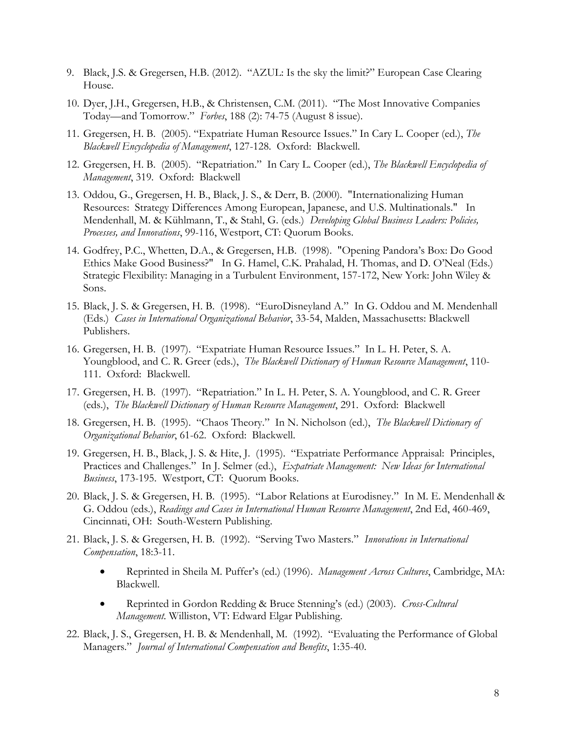9. Black, J.S. & Gregersen, H.B. (2012). "AZUL: Is the sky the limit?" European Case Clearing House.
10. Dyer, J.H., Gregersen, H.B., & Christensen, C.M. (2011). "The Most Innovative Companies Today—and Tomorrow." *Forbes*, 188 (2): 74-75 (August 8 issue).
11. Gregersen, H. B. (2005). "Expatriate Human Resource Issues." In Cary L. Cooper (ed.), *The Blackwell Encyclopedia of Management*, 127-128. Oxford: Blackwell.
12. Gregersen, H. B. (2005). "Repatriation." In Cary L. Cooper (ed.), *The Blackwell Encyclopedia of Management*, 319. Oxford: Blackwell
13. Oddou, G., Gregersen, H. B., Black, J. S., & Derr, B. (2000). "Internationalizing Human Resources: Strategy Differences Among European, Japanese, and U.S. Multinationals." In Mendenhall, M. & Kühlmann, T., & Stahl, G. (eds.) *Developing Global Business Leaders: Policies, Processes, and Innovations*, 99-116, Westport, CT: Quorum Books.
14. Godfrey, P.C., Whetten, D.A., & Gregersen, H.B. (1998). "Opening Pandora's Box: Do Good Ethics Make Good Business?" In G. Hamel, C.K. Prahalad, H. Thomas, and D. O'Neal (Eds.) Strategic Flexibility: Managing in a Turbulent Environment, 157-172, New York: John Wiley & Sons.
15. Black, J. S. & Gregersen, H. B. (1998). "EuroDisneyland A." In G. Oddou and M. Mendenhall (Eds.) *Cases in International Organizational Behavior*, 33-54, Malden, Massachusetts: Blackwell Publishers.
16. Gregersen, H. B. (1997). "Expatriate Human Resource Issues." In L. H. Peter, S. A. Youngblood, and C. R. Greer (eds.), *The Blackwell Dictionary of Human Resource Management*, 110-111. Oxford: Blackwell.
17. Gregersen, H. B. (1997). "Repatriation." In L. H. Peter, S. A. Youngblood, and C. R. Greer (eds.), *The Blackwell Dictionary of Human Resource Management*, 291. Oxford: Blackwell
18. Gregersen, H. B. (1995). "Chaos Theory." In N. Nicholson (ed.), *The Blackwell Dictionary of Organizational Behavior*, 61-62. Oxford: Blackwell.
19. Gregersen, H. B., Black, J. S. & Hite, J. (1995). "Expatriate Performance Appraisal: Principles, Practices and Challenges." In J. Selmer (ed.), *Expatriate Management: New Ideas for International Business*, 173-195. Westport, CT: Quorum Books.
20. Black, J. S. & Gregersen, H. B. (1995). "Labor Relations at Eurodisney." In M. E. Mendenhall & G. Oddou (eds.), *Readings and Cases in International Human Resource Management*, 2nd Ed, 460-469, Cincinnati, OH: South-Western Publishing.
21. Black, J. S. & Gregersen, H. B. (1992). "Serving Two Masters." *Innovations in International Compensation*, 18:3-11.
    - Reprinted in Sheila M. Puffer's (ed.) (1996). *Management Across Cultures*, Cambridge, MA: Blackwell.
    - Reprinted in Gordon Redding & Bruce Stenning's (ed.) (2003). *Cross-Cultural Management*. Williston, VT: Edward Elgar Publishing.
22. Black, J. S., Gregersen, H. B. & Mendenhall, M. (1992). "Evaluating the Performance of Global Managers." *Journal of International Compensation and Benefits*, 1:35-40.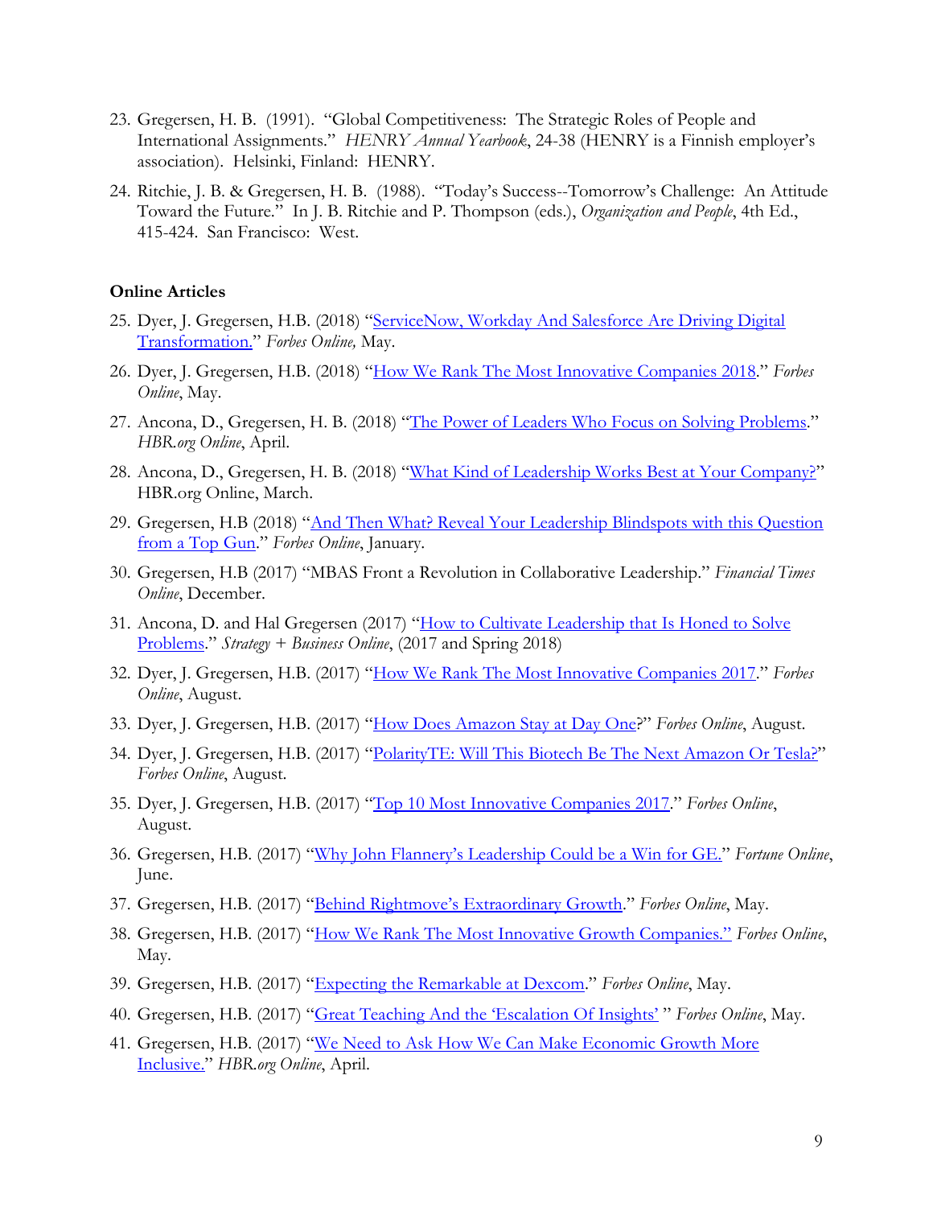23. Gregersen, H. B. (1991). "Global Competitiveness: The Strategic Roles of People and International Assignments." *HENRY Annual Yearbook*, 24-38 (HENRY is a Finnish employer's association). Helsinki, Finland: HENRY.

24. Ritchie, J. B. & Gregersen, H. B. (1988). "Today's Success--Tomorrow's Challenge: An Attitude Toward the Future." In J. B. Ritchie and P. Thompson (eds.), *Organization and People*, 4th Ed., 415-424. San Francisco: West.

**Online Articles**

25. Dyer, J. Gregersen, H.B. (2018) "ServiceNow, Workday And Salesforce Are Driving Digital Transformation." *Forbes Online,* May.

26. Dyer, J. Gregersen, H.B. (2018) "How We Rank The Most Innovative Companies 2018." *Forbes Online*, May.

27. Ancona, D., Gregersen, H. B. (2018) "The Power of Leaders Who Focus on Solving Problems." *HBR.org Online*, April.

28. Ancona, D., Gregersen, H. B. (2018) "What Kind of Leadership Works Best at Your Company?" HBR.org Online, March.

29. Gregersen, H.B (2018) "And Then What? Reveal Your Leadership Blindspots with this Question from a Top Gun." *Forbes Online*, January.

30. Gregersen, H.B (2017) "MBAS Front a Revolution in Collaborative Leadership." *Financial Times Online*, December.

31. Ancona, D. and Hal Gregersen (2017) "How to Cultivate Leadership that Is Honed to Solve Problems." *Strategy + Business Online*, (2017 and Spring 2018)

32. Dyer, J. Gregersen, H.B. (2017) "How We Rank The Most Innovative Companies 2017." *Forbes Online*, August.

33. Dyer, J. Gregersen, H.B. (2017) "How Does Amazon Stay at Day One?" *Forbes Online*, August.

34. Dyer, J. Gregersen, H.B. (2017) "PolarityTE: Will This Biotech Be The Next Amazon Or Tesla?" *Forbes Online*, August.

35. Dyer, J. Gregersen, H.B. (2017) "Top 10 Most Innovative Companies 2017." *Forbes Online*, August.

36. Gregersen, H.B. (2017) "Why John Flannery's Leadership Could be a Win for GE." *Fortune Online*, June.

37. Gregersen, H.B. (2017) "Behind Rightmove's Extraordinary Growth." *Forbes Online*, May.

38. Gregersen, H.B. (2017) "How We Rank The Most Innovative Growth Companies." *Forbes Online*, May.

39. Gregersen, H.B. (2017) "Expecting the Remarkable at Dexcom." *Forbes Online*, May.

40. Gregersen, H.B. (2017) "Great Teaching And the 'Escalation Of Insights' " *Forbes Online*, May.

41. Gregersen, H.B. (2017) "We Need to Ask How We Can Make Economic Growth More Inclusive." *HBR.org Online*, April.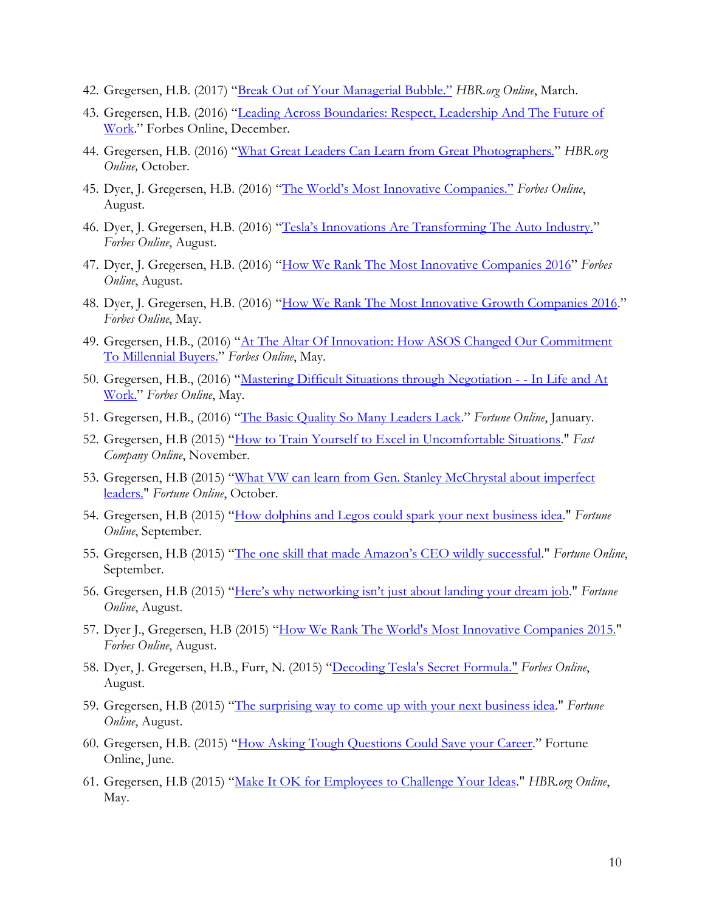42. Gregersen, H.B. (2017) "Break Out of Your Managerial Bubble." *HBR.org Online*, March.
43. Gregersen, H.B. (2016) "Leading Across Boundaries: Respect, Leadership And The Future of Work." Forbes Online, December.
44. Gregersen, H.B. (2016) "What Great Leaders Can Learn from Great Photographers." *HBR.org Online,* October.
45. Dyer, J. Gregersen, H.B. (2016) "The World's Most Innovative Companies." *Forbes Online*, August.
46. Dyer, J. Gregersen, H.B. (2016) "Tesla's Innovations Are Transforming The Auto Industry." *Forbes Online*, August.
47. Dyer, J. Gregersen, H.B. (2016) "How We Rank The Most Innovative Companies 2016" *Forbes Online*, August.
48. Dyer, J. Gregersen, H.B. (2016) "How We Rank The Most Innovative Growth Companies 2016." *Forbes Online*, May.
49. Gregersen, H.B., (2016) "At The Altar Of Innovation: How ASOS Changed Our Commitment To Millennial Buyers." *Forbes Online*, May.
50. Gregersen, H.B., (2016) "Mastering Difficult Situations through Negotiation - - In Life and At Work." *Forbes Online*, May.
51. Gregersen, H.B., (2016) "The Basic Quality So Many Leaders Lack." *Fortune Online*, January.
52. Gregersen, H.B (2015) "How to Train Yourself to Excel in Uncomfortable Situations." *Fast Company Online*, November.
53. Gregersen, H.B (2015) "What VW can learn from Gen. Stanley McChrystal about imperfect leaders." *Fortune Online*, October.
54. Gregersen, H.B (2015) "How dolphins and Legos could spark your next business idea." *Fortune Online*, September.
55. Gregersen, H.B (2015) "The one skill that made Amazon's CEO wildly successful." *Fortune Online*, September.
56. Gregersen, H.B (2015) "Here's why networking isn't just about landing your dream job." *Fortune Online*, August.
57. Dyer J., Gregersen, H.B (2015) "How We Rank The World's Most Innovative Companies 2015." *Forbes Online*, August.
58. Dyer, J. Gregersen, H.B., Furr, N. (2015) "Decoding Tesla's Secret Formula." *Forbes Online*, August.
59. Gregersen, H.B (2015) "The surprising way to come up with your next business idea." *Fortune Online*, August.
60. Gregersen, H.B. (2015) "How Asking Tough Questions Could Save your Career." Fortune Online, June.
61. Gregersen, H.B (2015) "Make It OK for Employees to Challenge Your Ideas." *HBR.org Online*, May.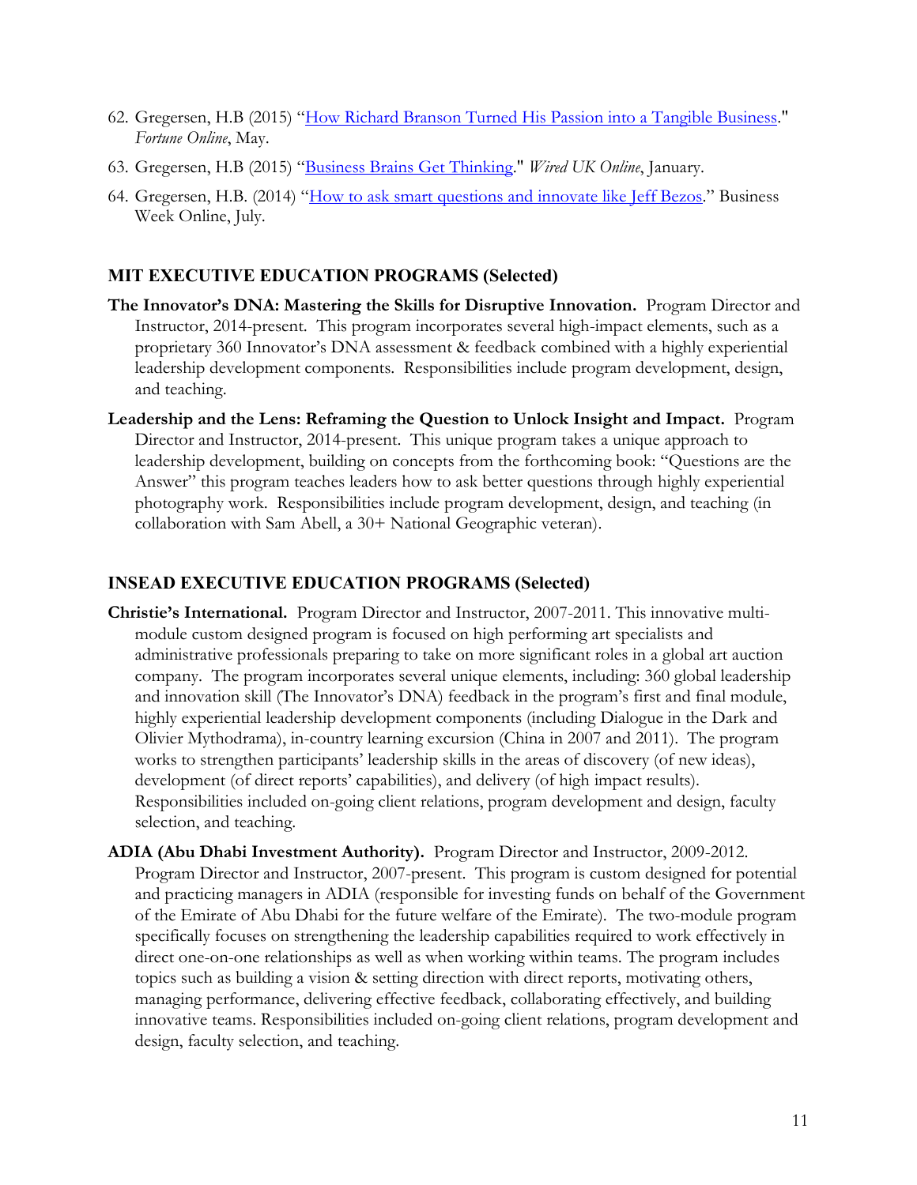62. Gregersen, H.B (2015) "How Richard Branson Turned His Passion into a Tangible Business." *Fortune Online*, May.
63. Gregersen, H.B (2015) "Business Brains Get Thinking." *Wired UK Online*, January.
64. Gregersen, H.B. (2014) "How to ask smart questions and innovate like Jeff Bezos." Business Week Online, July.

## MIT EXECUTIVE EDUCATION PROGRAMS (Selected)

**The Innovator's DNA: Mastering the Skills for Disruptive Innovation.** Program Director and Instructor, 2014-present. This program incorporates several high-impact elements, such as a proprietary 360 Innovator's DNA assessment & feedback combined with a highly experiential leadership development components. Responsibilities include program development, design, and teaching.

**Leadership and the Lens: Reframing the Question to Unlock Insight and Impact.** Program Director and Instructor, 2014-present. This unique program takes a unique approach to leadership development, building on concepts from the forthcoming book: "Questions are the Answer" this program teaches leaders how to ask better questions through highly experiential photography work. Responsibilities include program development, design, and teaching (in collaboration with Sam Abell, a 30+ National Geographic veteran).

## INSEAD EXECUTIVE EDUCATION PROGRAMS (Selected)

**Christie's International.** Program Director and Instructor, 2007-2011. This innovative multi-module custom designed program is focused on high performing art specialists and administrative professionals preparing to take on more significant roles in a global art auction company. The program incorporates several unique elements, including: 360 global leadership and innovation skill (The Innovator's DNA) feedback in the program's first and final module, highly experiential leadership development components (including Dialogue in the Dark and Olivier Mythodrama), in-country learning excursion (China in 2007 and 2011). The program works to strengthen participants' leadership skills in the areas of discovery (of new ideas), development (of direct reports' capabilities), and delivery (of high impact results). Responsibilities included on-going client relations, program development and design, faculty selection, and teaching.

**ADIA (Abu Dhabi Investment Authority).** Program Director and Instructor, 2009-2012. Program Director and Instructor, 2007-present. This program is custom designed for potential and practicing managers in ADIA (responsible for investing funds on behalf of the Government of the Emirate of Abu Dhabi for the future welfare of the Emirate). The two-module program specifically focuses on strengthening the leadership capabilities required to work effectively in direct one-on-one relationships as well as when working within teams. The program includes topics such as building a vision & setting direction with direct reports, motivating others, managing performance, delivering effective feedback, collaborating effectively, and building innovative teams. Responsibilities included on-going client relations, program development and design, faculty selection, and teaching.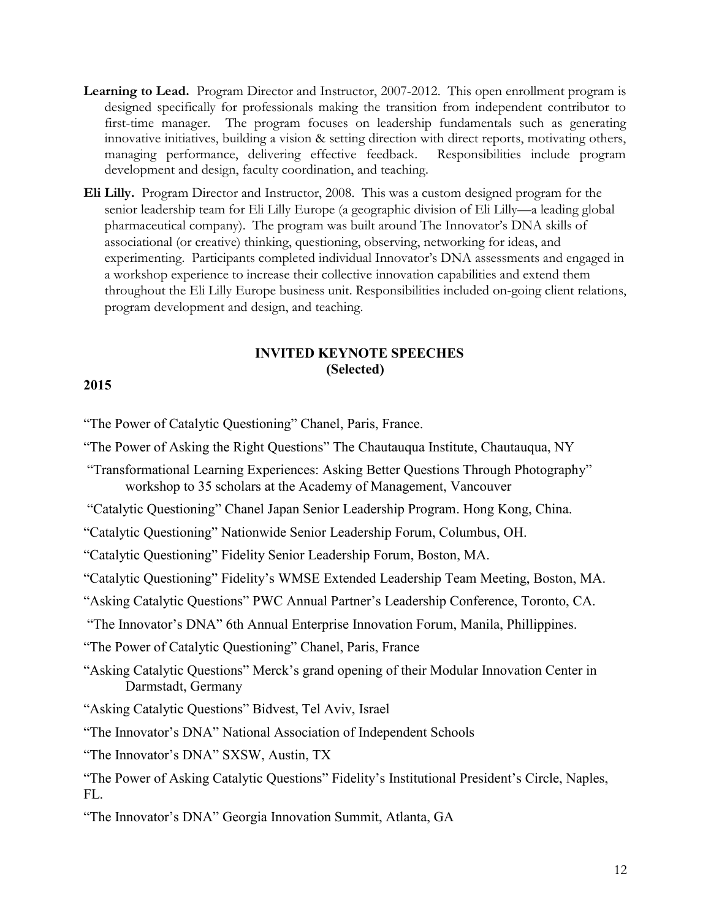**Learning to Lead.** Program Director and Instructor, 2007-2012. This open enrollment program is designed specifically for professionals making the transition from independent contributor to first-time manager. The program focuses on leadership fundamentals such as generating innovative initiatives, building a vision & setting direction with direct reports, motivating others, managing performance, delivering effective feedback. Responsibilities include program development and design, faculty coordination, and teaching.

**Eli Lilly.** Program Director and Instructor, 2008. This was a custom designed program for the senior leadership team for Eli Lilly Europe (a geographic division of Eli Lilly—a leading global pharmaceutical company). The program was built around The Innovator's DNA skills of associational (or creative) thinking, questioning, observing, networking for ideas, and experimenting. Participants completed individual Innovator's DNA assessments and engaged in a workshop experience to increase their collective innovation capabilities and extend them throughout the Eli Lilly Europe business unit. Responsibilities included on-going client relations, program development and design, and teaching.

## INVITED KEYNOTE SPEECHES (Selected)

**2015**

"The Power of Catalytic Questioning" Chanel, Paris, France.

"The Power of Asking the Right Questions" The Chautauqua Institute, Chautauqua, NY

"Transformational Learning Experiences: Asking Better Questions Through Photography" workshop to 35 scholars at the Academy of Management, Vancouver

"Catalytic Questioning" Chanel Japan Senior Leadership Program. Hong Kong, China.

"Catalytic Questioning" Nationwide Senior Leadership Forum, Columbus, OH.

"Catalytic Questioning" Fidelity Senior Leadership Forum, Boston, MA.

"Catalytic Questioning" Fidelity's WMSE Extended Leadership Team Meeting, Boston, MA.

"Asking Catalytic Questions" PWC Annual Partner's Leadership Conference, Toronto, CA.

"The Innovator's DNA" 6th Annual Enterprise Innovation Forum, Manila, Phillippines.

"The Power of Catalytic Questioning" Chanel, Paris, France

"Asking Catalytic Questions" Merck's grand opening of their Modular Innovation Center in Darmstadt, Germany

"Asking Catalytic Questions" Bidvest, Tel Aviv, Israel

"The Innovator's DNA" National Association of Independent Schools

"The Innovator's DNA" SXSW, Austin, TX

"The Power of Asking Catalytic Questions" Fidelity's Institutional President's Circle, Naples, FL.

"The Innovator's DNA" Georgia Innovation Summit, Atlanta, GA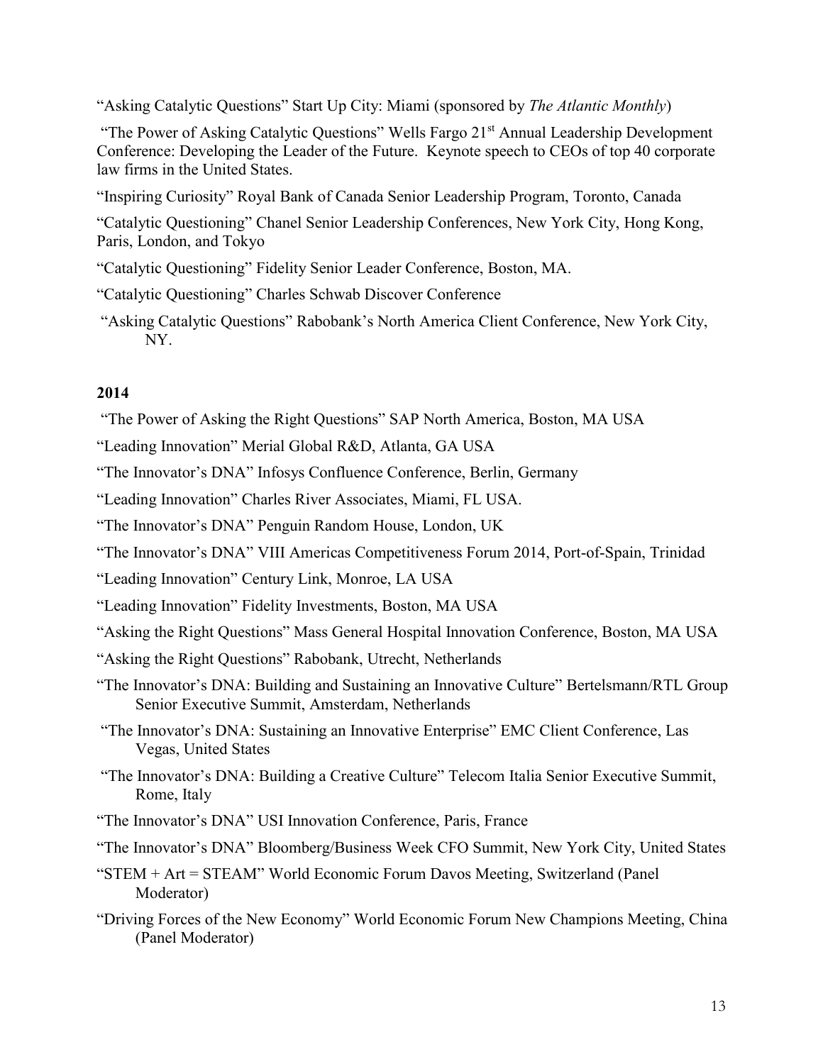“Asking Catalytic Questions” Start Up City: Miami (sponsored by *The Atlantic Monthly*)

“The Power of Asking Catalytic Questions” Wells Fargo 21st Annual Leadership Development Conference: Developing the Leader of the Future. Keynote speech to CEOs of top 40 corporate law firms in the United States.

“Inspiring Curiosity” Royal Bank of Canada Senior Leadership Program, Toronto, Canada

“Catalytic Questioning” Chanel Senior Leadership Conferences, New York City, Hong Kong, Paris, London, and Tokyo

“Catalytic Questioning” Fidelity Senior Leader Conference, Boston, MA.

“Catalytic Questioning” Charles Schwab Discover Conference

“Asking Catalytic Questions” Rabobank’s North America Client Conference, New York City, NY.

**2014**

“The Power of Asking the Right Questions” SAP North America, Boston, MA USA

“Leading Innovation” Merial Global R&D, Atlanta, GA USA

“The Innovator’s DNA” Infosys Confluence Conference, Berlin, Germany

“Leading Innovation” Charles River Associates, Miami, FL USA.

“The Innovator’s DNA” Penguin Random House, London, UK

“The Innovator’s DNA” VIII Americas Competitiveness Forum 2014, Port-of-Spain, Trinidad

“Leading Innovation” Century Link, Monroe, LA USA

“Leading Innovation” Fidelity Investments, Boston, MA USA

“Asking the Right Questions” Mass General Hospital Innovation Conference, Boston, MA USA

“Asking the Right Questions” Rabobank, Utrecht, Netherlands

“The Innovator’s DNA: Building and Sustaining an Innovative Culture” Bertelsmann/RTL Group Senior Executive Summit, Amsterdam, Netherlands

“The Innovator’s DNA: Sustaining an Innovative Enterprise” EMC Client Conference, Las Vegas, United States

“The Innovator’s DNA: Building a Creative Culture” Telecom Italia Senior Executive Summit, Rome, Italy

“The Innovator’s DNA” USI Innovation Conference, Paris, France

“The Innovator’s DNA” Bloomberg/Business Week CFO Summit, New York City, United States

“STEM + Art = STEAM” World Economic Forum Davos Meeting, Switzerland (Panel Moderator)

“Driving Forces of the New Economy” World Economic Forum New Champions Meeting, China (Panel Moderator)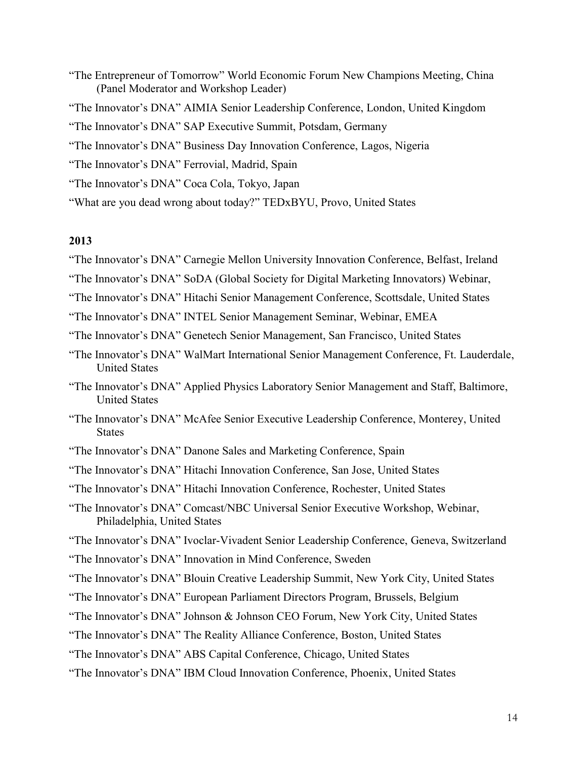"The Entrepreneur of Tomorrow" World Economic Forum New Champions Meeting, China (Panel Moderator and Workshop Leader)

"The Innovator's DNA" AIMIA Senior Leadership Conference, London, United Kingdom

"The Innovator's DNA" SAP Executive Summit, Potsdam, Germany

"The Innovator's DNA" Business Day Innovation Conference, Lagos, Nigeria

"The Innovator's DNA" Ferrovial, Madrid, Spain

"The Innovator's DNA" Coca Cola, Tokyo, Japan

"What are you dead wrong about today?" TEDxBYU, Provo, United States

**2013**

"The Innovator's DNA" Carnegie Mellon University Innovation Conference, Belfast, Ireland

"The Innovator's DNA" SoDA (Global Society for Digital Marketing Innovators) Webinar,

"The Innovator's DNA" Hitachi Senior Management Conference, Scottsdale, United States

"The Innovator's DNA" INTEL Senior Management Seminar, Webinar, EMEA

"The Innovator's DNA" Genetech Senior Management, San Francisco, United States

"The Innovator's DNA" WalMart International Senior Management Conference, Ft. Lauderdale, United States

"The Innovator's DNA" Applied Physics Laboratory Senior Management and Staff, Baltimore, United States

"The Innovator's DNA" McAfee Senior Executive Leadership Conference, Monterey, United States

"The Innovator's DNA" Danone Sales and Marketing Conference, Spain

"The Innovator's DNA" Hitachi Innovation Conference, San Jose, United States

"The Innovator's DNA" Hitachi Innovation Conference, Rochester, United States

"The Innovator's DNA" Comcast/NBC Universal Senior Executive Workshop, Webinar, Philadelphia, United States

"The Innovator's DNA" Ivoclar-Vivadent Senior Leadership Conference, Geneva, Switzerland

"The Innovator's DNA" Innovation in Mind Conference, Sweden

"The Innovator's DNA" Blouin Creative Leadership Summit, New York City, United States

"The Innovator's DNA" European Parliament Directors Program, Brussels, Belgium

"The Innovator's DNA" Johnson & Johnson CEO Forum, New York City, United States

"The Innovator's DNA" The Reality Alliance Conference, Boston, United States

"The Innovator's DNA" ABS Capital Conference, Chicago, United States

"The Innovator's DNA" IBM Cloud Innovation Conference, Phoenix, United States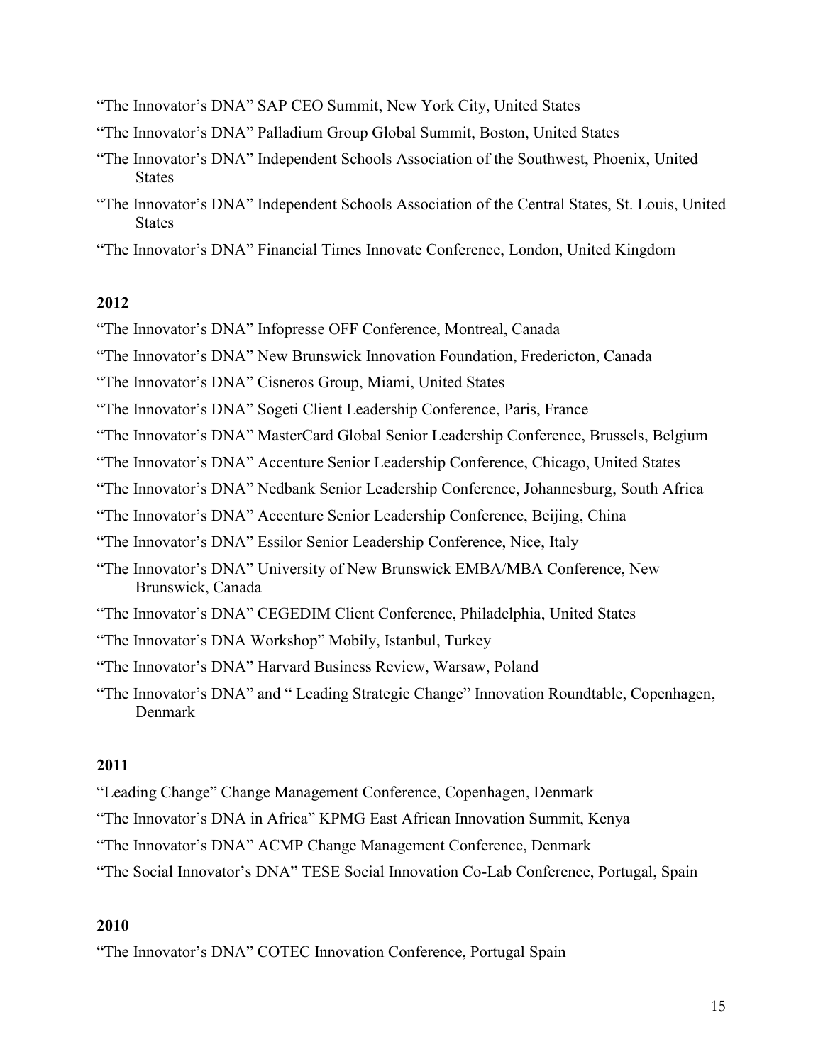"The Innovator's DNA" SAP CEO Summit, New York City, United States

"The Innovator's DNA" Palladium Group Global Summit, Boston, United States

"The Innovator's DNA" Independent Schools Association of the Southwest, Phoenix, United States

"The Innovator's DNA" Independent Schools Association of the Central States, St. Louis, United States

"The Innovator's DNA" Financial Times Innovate Conference, London, United Kingdom

**2012**

"The Innovator's DNA" Infopresse OFF Conference, Montreal, Canada

"The Innovator's DNA" New Brunswick Innovation Foundation, Fredericton, Canada

"The Innovator's DNA" Cisneros Group, Miami, United States

"The Innovator's DNA" Sogeti Client Leadership Conference, Paris, France

"The Innovator's DNA" MasterCard Global Senior Leadership Conference, Brussels, Belgium

"The Innovator's DNA" Accenture Senior Leadership Conference, Chicago, United States

"The Innovator's DNA" Nedbank Senior Leadership Conference, Johannesburg, South Africa

"The Innovator's DNA" Accenture Senior Leadership Conference, Beijing, China

"The Innovator's DNA" Essilor Senior Leadership Conference, Nice, Italy

"The Innovator's DNA" University of New Brunswick EMBA/MBA Conference, New Brunswick, Canada

"The Innovator's DNA" CEGEDIM Client Conference, Philadelphia, United States

"The Innovator's DNA Workshop" Mobily, Istanbul, Turkey

"The Innovator's DNA" Harvard Business Review, Warsaw, Poland

"The Innovator's DNA" and " Leading Strategic Change" Innovation Roundtable, Copenhagen, Denmark

**2011**

"Leading Change" Change Management Conference, Copenhagen, Denmark

"The Innovator's DNA in Africa" KPMG East African Innovation Summit, Kenya

"The Innovator's DNA" ACMP Change Management Conference, Denmark

"The Social Innovator's DNA" TESE Social Innovation Co-Lab Conference, Portugal, Spain

**2010**

"The Innovator's DNA" COTEC Innovation Conference, Portugal Spain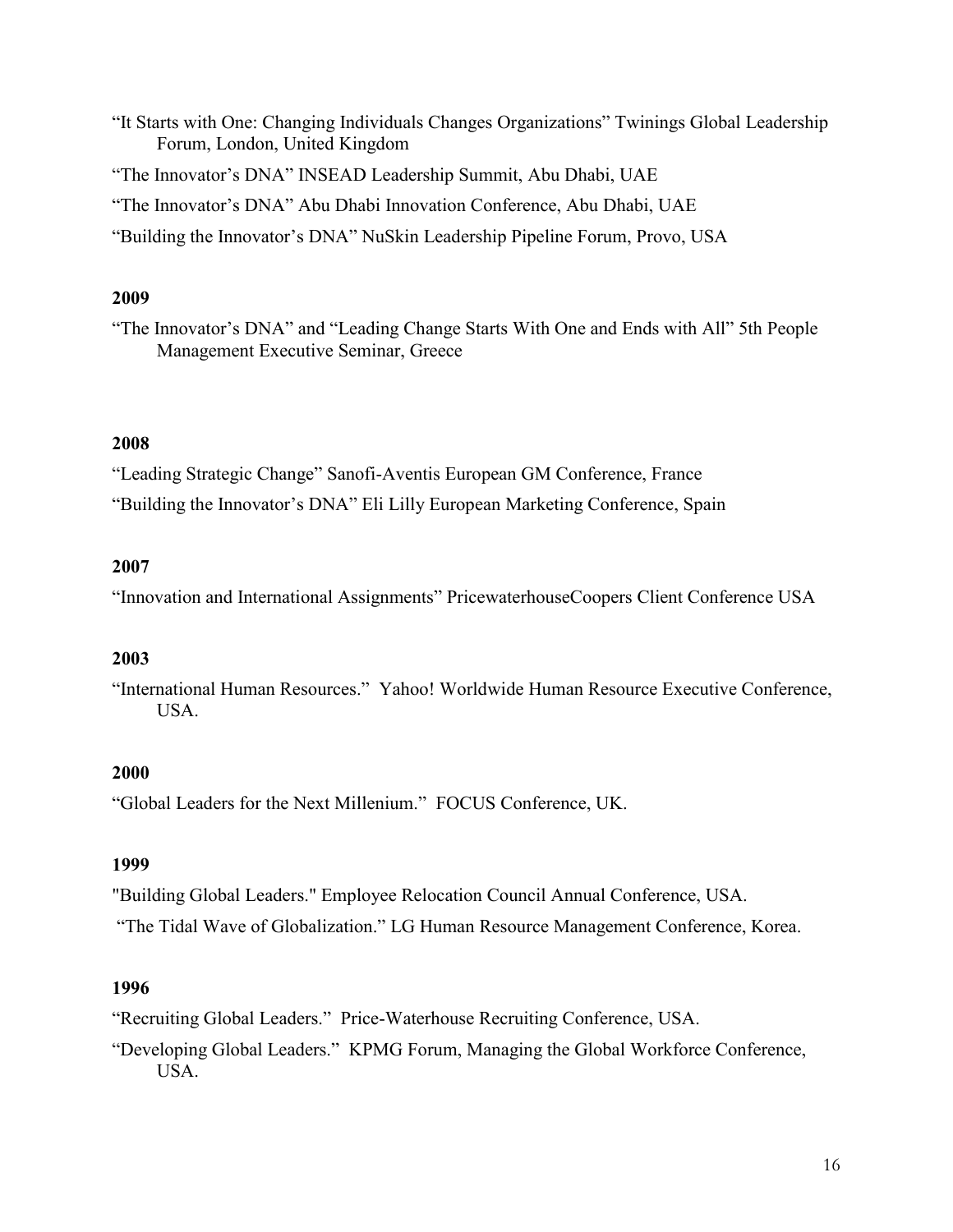"It Starts with One: Changing Individuals Changes Organizations" Twinings Global Leadership Forum, London, United Kingdom

"The Innovator's DNA" INSEAD Leadership Summit, Abu Dhabi, UAE

"The Innovator's DNA" Abu Dhabi Innovation Conference, Abu Dhabi, UAE

"Building the Innovator's DNA" NuSkin Leadership Pipeline Forum, Provo, USA

**2009**

"The Innovator's DNA" and "Leading Change Starts With One and Ends with All" 5th People Management Executive Seminar, Greece

**2008**

"Leading Strategic Change" Sanofi-Aventis European GM Conference, France

"Building the Innovator's DNA" Eli Lilly European Marketing Conference, Spain

**2007**

"Innovation and International Assignments" PricewaterhouseCoopers Client Conference USA

**2003**

"International Human Resources." Yahoo! Worldwide Human Resource Executive Conference, USA.

**2000**

"Global Leaders for the Next Millenium." FOCUS Conference, UK.

**1999**

"Building Global Leaders." Employee Relocation Council Annual Conference, USA.

"The Tidal Wave of Globalization." LG Human Resource Management Conference, Korea.

**1996**

"Recruiting Global Leaders." Price-Waterhouse Recruiting Conference, USA.

"Developing Global Leaders." KPMG Forum, Managing the Global Workforce Conference, USA.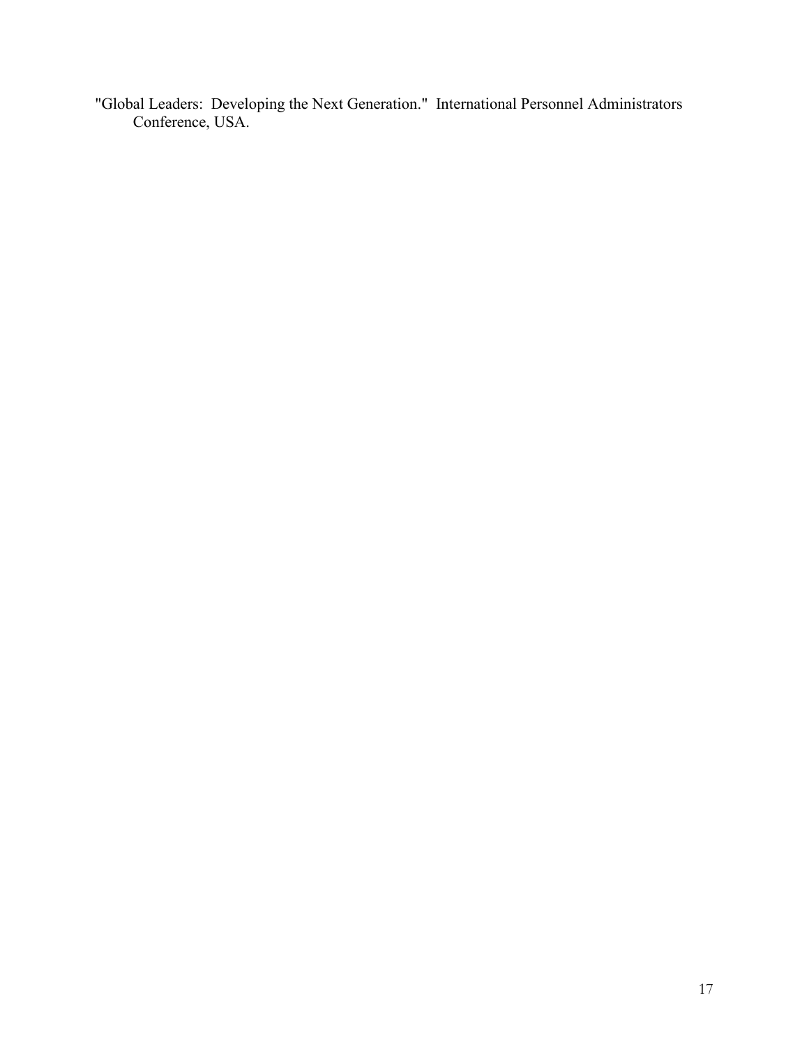"Global Leaders:  Developing the Next Generation."  International Personnel Administrators Conference, USA.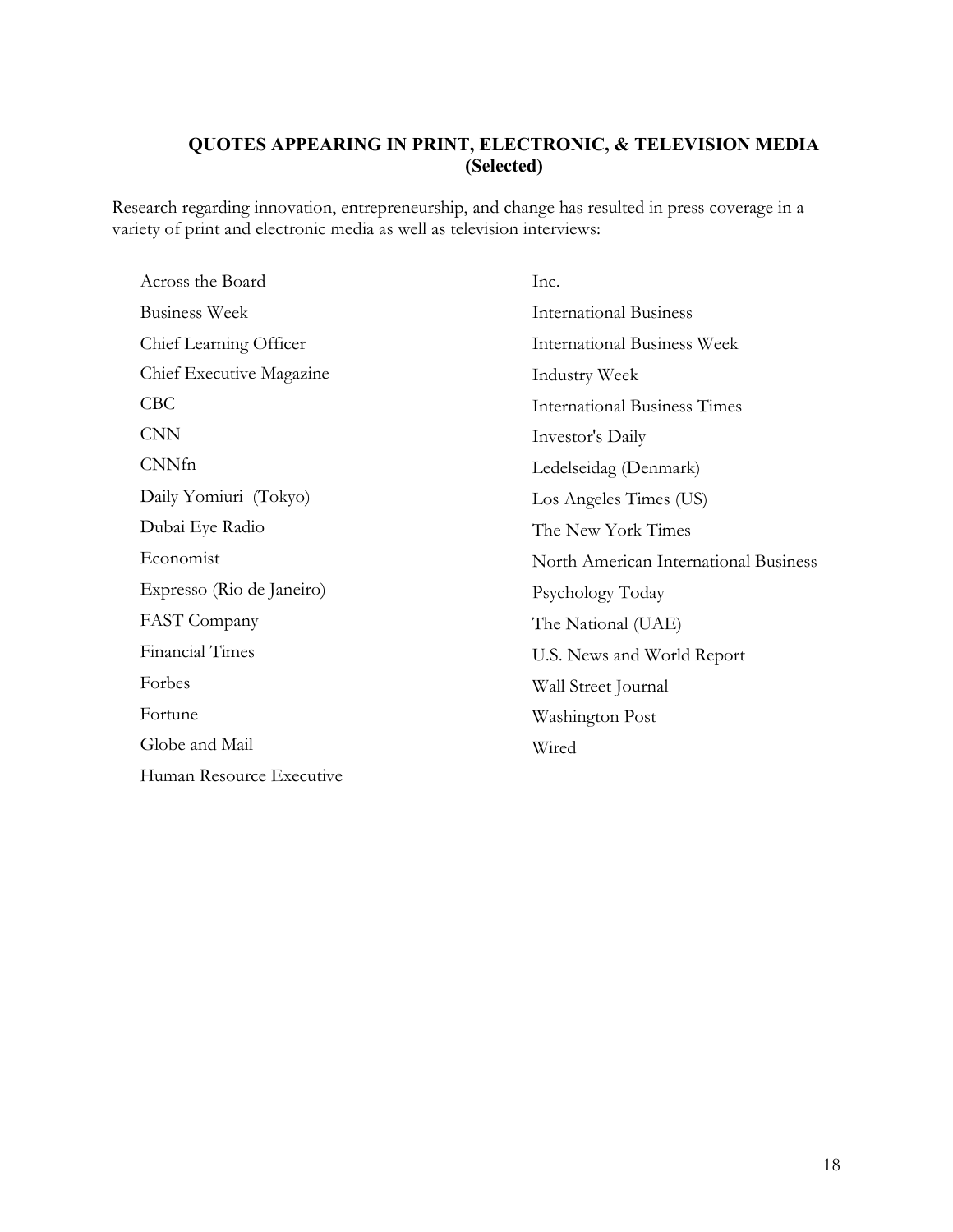## QUOTES APPEARING IN PRINT, ELECTRONIC, & TELEVISION MEDIA (Selected)

Research regarding innovation, entrepreneurship, and change has resulted in press coverage in a variety of print and electronic media as well as television interviews:

- Across the Board
- Business Week
- Chief Learning Officer
- Chief Executive Magazine
- CBC
- CNN
- CNNfn
- Daily Yomiuri (Tokyo)
- Dubai Eye Radio
- Economist
- Expresso (Rio de Janeiro)
- FAST Company
- Financial Times
- Forbes
- Fortune
- Globe and Mail
- Human Resource Executive
- Inc.
- International Business
- International Business Week
- Industry Week
- International Business Times
- Investor's Daily
- Ledelseidag (Denmark)
- Los Angeles Times (US)
- The New York Times
- North American International Business
- Psychology Today
- The National (UAE)
- U.S. News and World Report
- Wall Street Journal
- Washington Post
- Wired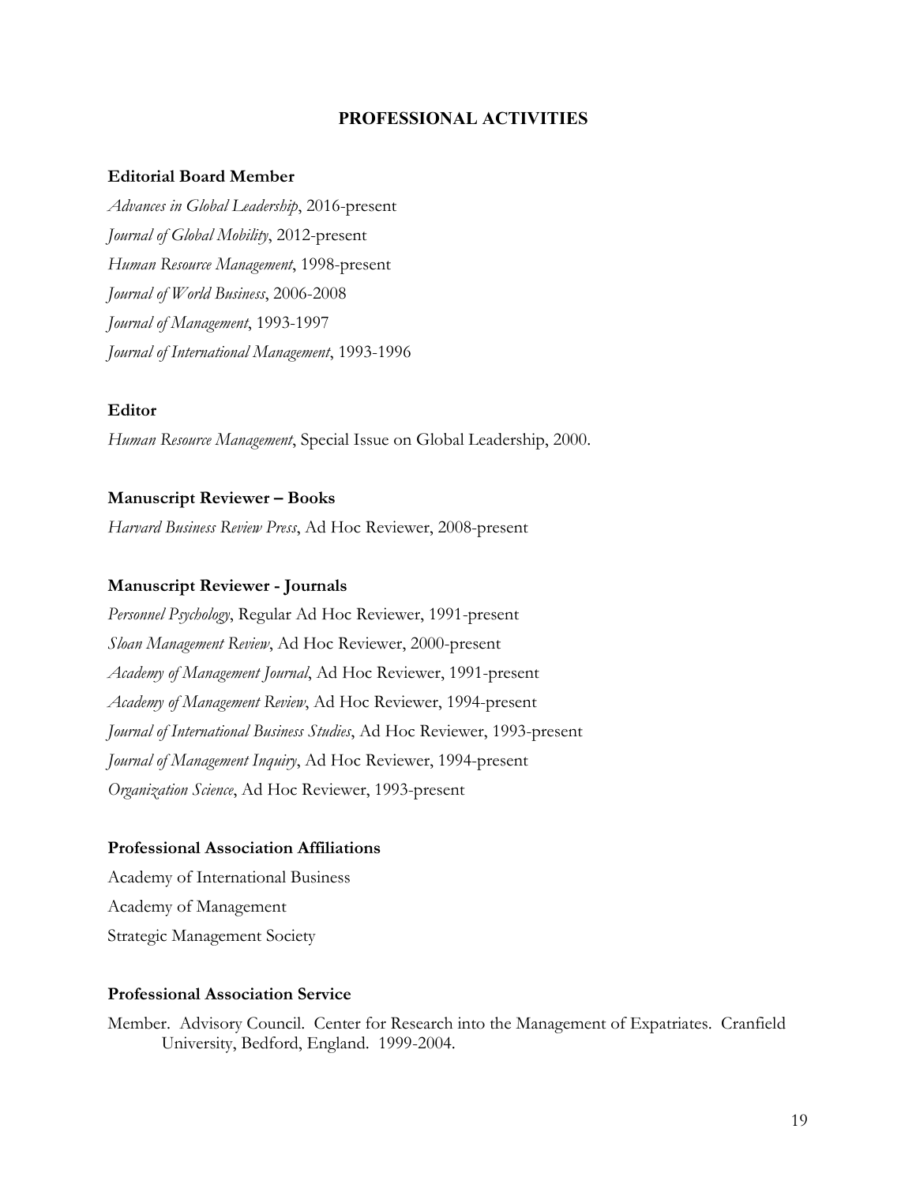## PROFESSIONAL ACTIVITIES

**Editorial Board Member**

*Advances in Global Leadership*, 2016-present
*Journal of Global Mobility*, 2012-present
*Human Resource Management*, 1998-present
*Journal of World Business*, 2006-2008
*Journal of Management*, 1993-1997
*Journal of International Management*, 1993-1996

**Editor**

*Human Resource Management*, Special Issue on Global Leadership, 2000.

**Manuscript Reviewer – Books**

*Harvard Business Review Press*, Ad Hoc Reviewer, 2008-present

**Manuscript Reviewer - Journals**

*Personnel Psychology*, Regular Ad Hoc Reviewer, 1991-present
*Sloan Management Review*, Ad Hoc Reviewer, 2000-present
*Academy of Management Journal*, Ad Hoc Reviewer, 1991-present
*Academy of Management Review*, Ad Hoc Reviewer, 1994-present
*Journal of International Business Studies*, Ad Hoc Reviewer, 1993-present
*Journal of Management Inquiry*, Ad Hoc Reviewer, 1994-present
*Organization Science*, Ad Hoc Reviewer, 1993-present

**Professional Association Affiliations**

Academy of International Business
Academy of Management
Strategic Management Society

**Professional Association Service**

Member. Advisory Council. Center for Research into the Management of Expatriates. Cranfield University, Bedford, England. 1999-2004.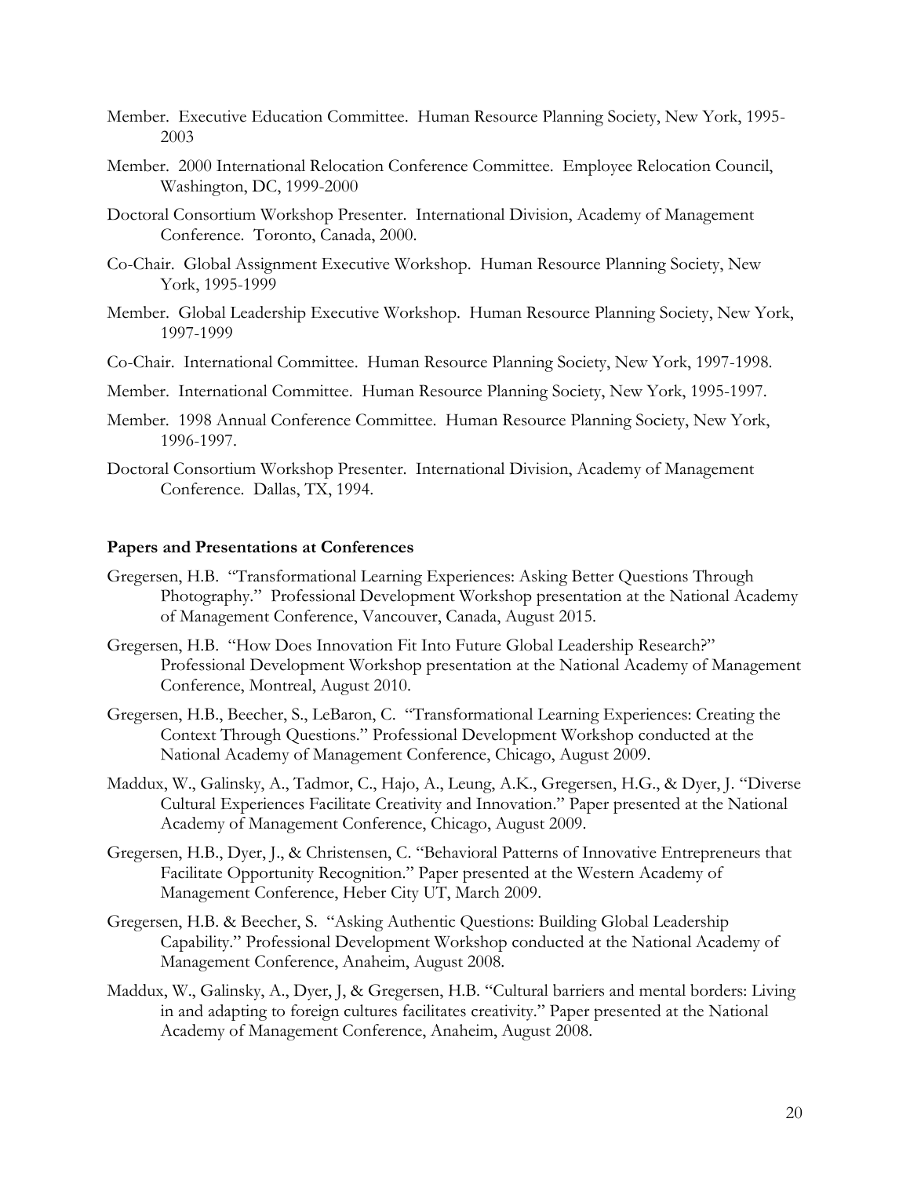Member. Executive Education Committee. Human Resource Planning Society, New York, 1995-2003

Member. 2000 International Relocation Conference Committee. Employee Relocation Council, Washington, DC, 1999-2000

Doctoral Consortium Workshop Presenter. International Division, Academy of Management Conference. Toronto, Canada, 2000.

Co-Chair. Global Assignment Executive Workshop. Human Resource Planning Society, New York, 1995-1999

Member. Global Leadership Executive Workshop. Human Resource Planning Society, New York, 1997-1999

Co-Chair. International Committee. Human Resource Planning Society, New York, 1997-1998.

Member. International Committee. Human Resource Planning Society, New York, 1995-1997.

Member. 1998 Annual Conference Committee. Human Resource Planning Society, New York, 1996-1997.

Doctoral Consortium Workshop Presenter. International Division, Academy of Management Conference. Dallas, TX, 1994.

**Papers and Presentations at Conferences**

Gregersen, H.B. "Transformational Learning Experiences: Asking Better Questions Through Photography." Professional Development Workshop presentation at the National Academy of Management Conference, Vancouver, Canada, August 2015.

Gregersen, H.B. "How Does Innovation Fit Into Future Global Leadership Research?" Professional Development Workshop presentation at the National Academy of Management Conference, Montreal, August 2010.

Gregersen, H.B., Beecher, S., LeBaron, C. "Transformational Learning Experiences: Creating the Context Through Questions." Professional Development Workshop conducted at the National Academy of Management Conference, Chicago, August 2009.

Maddux, W., Galinsky, A., Tadmor, C., Hajo, A., Leung, A.K., Gregersen, H.G., & Dyer, J. "Diverse Cultural Experiences Facilitate Creativity and Innovation." Paper presented at the National Academy of Management Conference, Chicago, August 2009.

Gregersen, H.B., Dyer, J., & Christensen, C. "Behavioral Patterns of Innovative Entrepreneurs that Facilitate Opportunity Recognition." Paper presented at the Western Academy of Management Conference, Heber City UT, March 2009.

Gregersen, H.B. & Beecher, S. "Asking Authentic Questions: Building Global Leadership Capability." Professional Development Workshop conducted at the National Academy of Management Conference, Anaheim, August 2008.

Maddux, W., Galinsky, A., Dyer, J, & Gregersen, H.B. "Cultural barriers and mental borders: Living in and adapting to foreign cultures facilitates creativity." Paper presented at the National Academy of Management Conference, Anaheim, August 2008.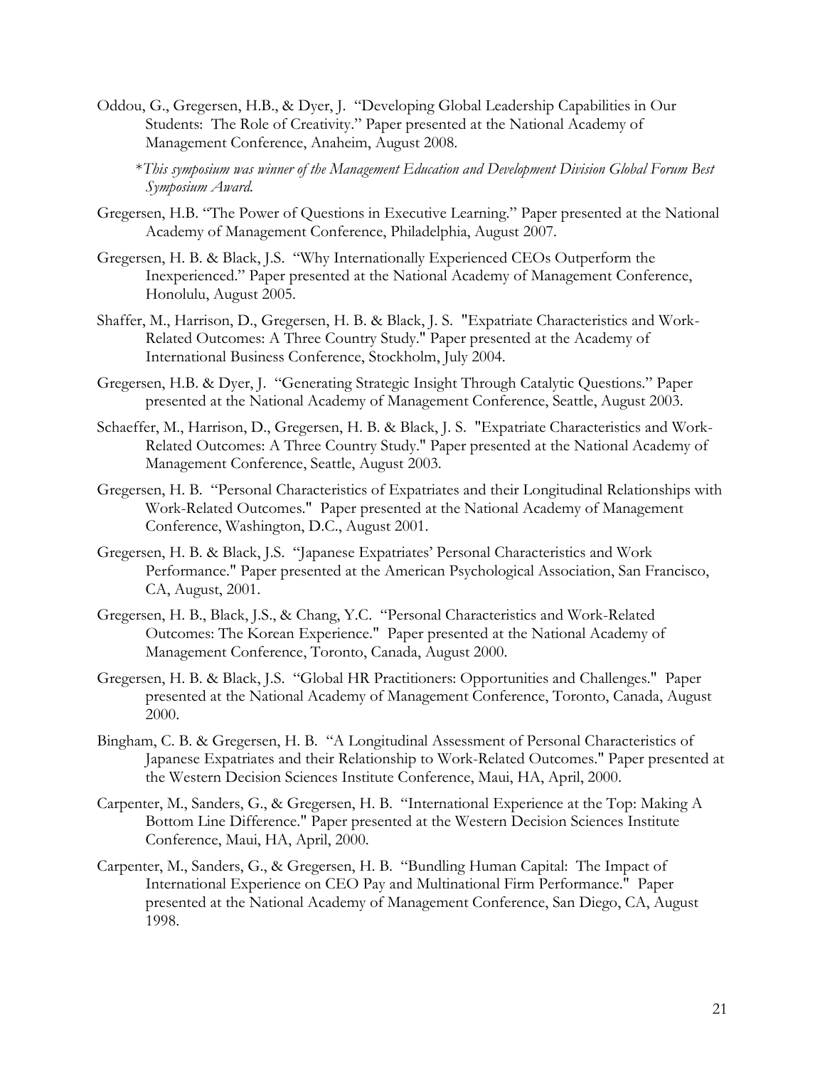Oddou, G., Gregersen, H.B., & Dyer, J. "Developing Global Leadership Capabilities in Our Students: The Role of Creativity." Paper presented at the National Academy of Management Conference, Anaheim, August 2008.

*\*This symposium was winner of the Management Education and Development Division Global Forum Best Symposium Award.*

Gregersen, H.B. "The Power of Questions in Executive Learning." Paper presented at the National Academy of Management Conference, Philadelphia, August 2007.

Gregersen, H. B. & Black, J.S. "Why Internationally Experienced CEOs Outperform the Inexperienced." Paper presented at the National Academy of Management Conference, Honolulu, August 2005.

Shaffer, M., Harrison, D., Gregersen, H. B. & Black, J. S. "Expatriate Characteristics and Work-Related Outcomes: A Three Country Study." Paper presented at the Academy of International Business Conference, Stockholm, July 2004.

Gregersen, H.B. & Dyer, J. "Generating Strategic Insight Through Catalytic Questions." Paper presented at the National Academy of Management Conference, Seattle, August 2003.

Schaeffer, M., Harrison, D., Gregersen, H. B. & Black, J. S. "Expatriate Characteristics and Work-Related Outcomes: A Three Country Study." Paper presented at the National Academy of Management Conference, Seattle, August 2003.

Gregersen, H. B. "Personal Characteristics of Expatriates and their Longitudinal Relationships with Work-Related Outcomes." Paper presented at the National Academy of Management Conference, Washington, D.C., August 2001.

Gregersen, H. B. & Black, J.S. "Japanese Expatriates' Personal Characteristics and Work Performance." Paper presented at the American Psychological Association, San Francisco, CA, August, 2001.

Gregersen, H. B., Black, J.S., & Chang, Y.C. "Personal Characteristics and Work-Related Outcomes: The Korean Experience." Paper presented at the National Academy of Management Conference, Toronto, Canada, August 2000.

Gregersen, H. B. & Black, J.S. "Global HR Practitioners: Opportunities and Challenges." Paper presented at the National Academy of Management Conference, Toronto, Canada, August 2000.

Bingham, C. B. & Gregersen, H. B. "A Longitudinal Assessment of Personal Characteristics of Japanese Expatriates and their Relationship to Work-Related Outcomes." Paper presented at the Western Decision Sciences Institute Conference, Maui, HA, April, 2000.

Carpenter, M., Sanders, G., & Gregersen, H. B. "International Experience at the Top: Making A Bottom Line Difference." Paper presented at the Western Decision Sciences Institute Conference, Maui, HA, April, 2000.

Carpenter, M., Sanders, G., & Gregersen, H. B. "Bundling Human Capital: The Impact of International Experience on CEO Pay and Multinational Firm Performance." Paper presented at the National Academy of Management Conference, San Diego, CA, August 1998.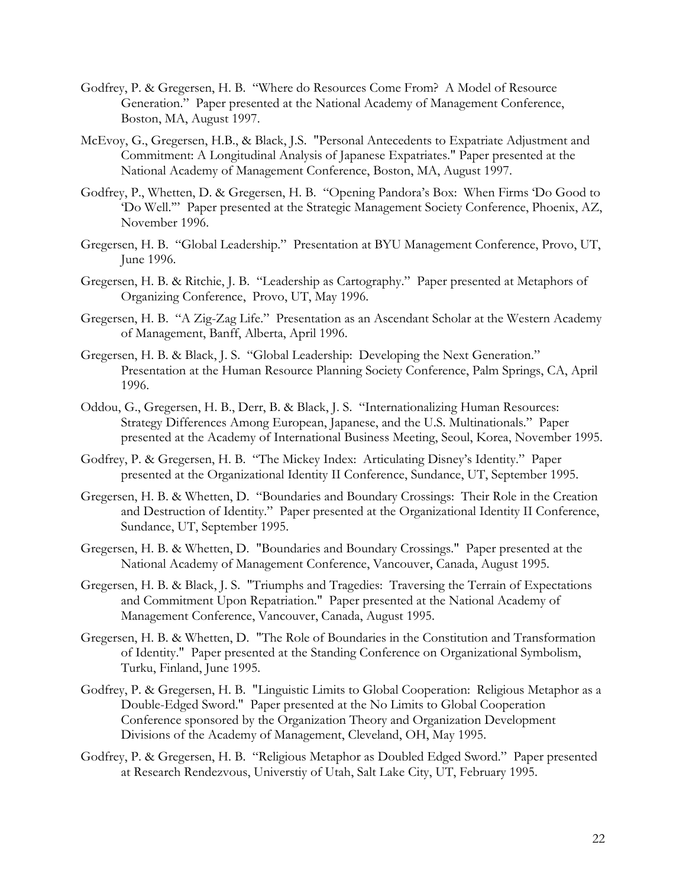Godfrey, P. & Gregersen, H. B. "Where do Resources Come From? A Model of Resource Generation." Paper presented at the National Academy of Management Conference, Boston, MA, August 1997.

McEvoy, G., Gregersen, H.B., & Black, J.S. "Personal Antecedents to Expatriate Adjustment and Commitment: A Longitudinal Analysis of Japanese Expatriates." Paper presented at the National Academy of Management Conference, Boston, MA, August 1997.

Godfrey, P., Whetten, D. & Gregersen, H. B. "Opening Pandora's Box: When Firms 'Do Good to 'Do Well.'" Paper presented at the Strategic Management Society Conference, Phoenix, AZ, November 1996.

Gregersen, H. B. "Global Leadership." Presentation at BYU Management Conference, Provo, UT, June 1996.

Gregersen, H. B. & Ritchie, J. B. "Leadership as Cartography." Paper presented at Metaphors of Organizing Conference, Provo, UT, May 1996.

Gregersen, H. B. "A Zig-Zag Life." Presentation as an Ascendant Scholar at the Western Academy of Management, Banff, Alberta, April 1996.

Gregersen, H. B. & Black, J. S. "Global Leadership: Developing the Next Generation." Presentation at the Human Resource Planning Society Conference, Palm Springs, CA, April 1996.

Oddou, G., Gregersen, H. B., Derr, B. & Black, J. S. "Internationalizing Human Resources: Strategy Differences Among European, Japanese, and the U.S. Multinationals." Paper presented at the Academy of International Business Meeting, Seoul, Korea, November 1995.

Godfrey, P. & Gregersen, H. B. "The Mickey Index: Articulating Disney's Identity." Paper presented at the Organizational Identity II Conference, Sundance, UT, September 1995.

Gregersen, H. B. & Whetten, D. "Boundaries and Boundary Crossings: Their Role in the Creation and Destruction of Identity." Paper presented at the Organizational Identity II Conference, Sundance, UT, September 1995.

Gregersen, H. B. & Whetten, D. "Boundaries and Boundary Crossings." Paper presented at the National Academy of Management Conference, Vancouver, Canada, August 1995.

Gregersen, H. B. & Black, J. S. "Triumphs and Tragedies: Traversing the Terrain of Expectations and Commitment Upon Repatriation." Paper presented at the National Academy of Management Conference, Vancouver, Canada, August 1995.

Gregersen, H. B. & Whetten, D. "The Role of Boundaries in the Constitution and Transformation of Identity." Paper presented at the Standing Conference on Organizational Symbolism, Turku, Finland, June 1995.

Godfrey, P. & Gregersen, H. B. "Linguistic Limits to Global Cooperation: Religious Metaphor as a Double-Edged Sword." Paper presented at the No Limits to Global Cooperation Conference sponsored by the Organization Theory and Organization Development Divisions of the Academy of Management, Cleveland, OH, May 1995.

Godfrey, P. & Gregersen, H. B. "Religious Metaphor as Doubled Edged Sword." Paper presented at Research Rendezvous, Universtiy of Utah, Salt Lake City, UT, February 1995.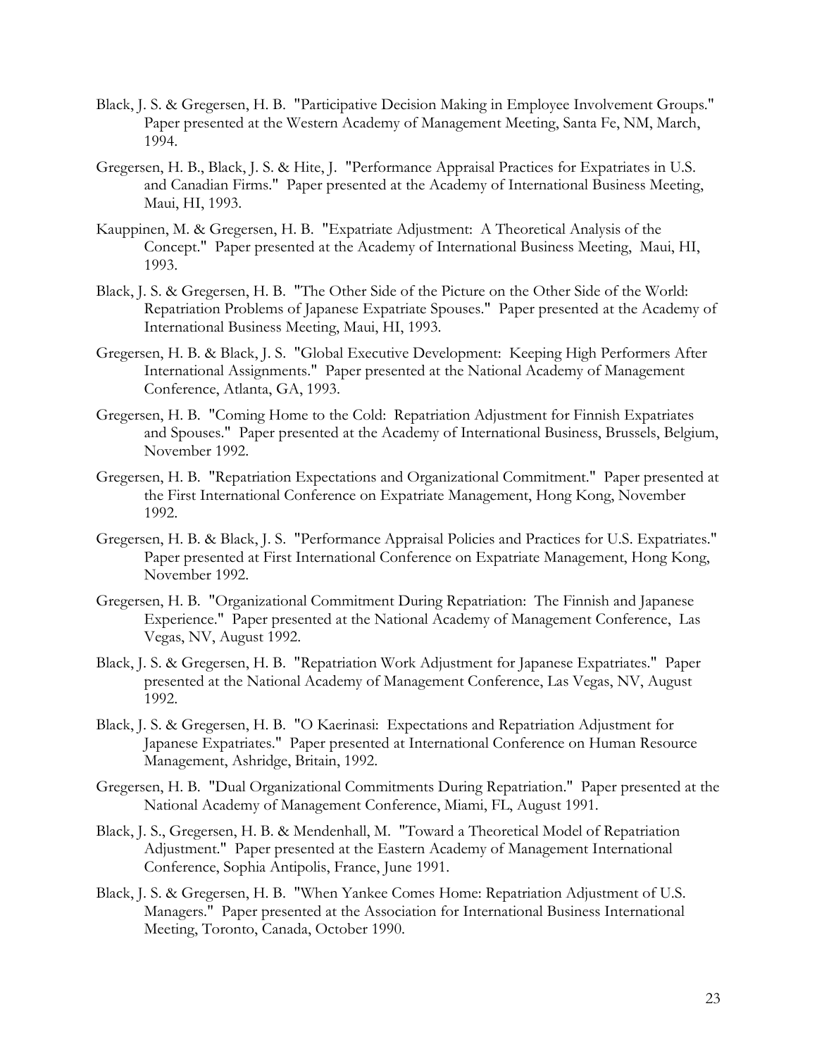Black, J. S. & Gregersen, H. B. "Participative Decision Making in Employee Involvement Groups." Paper presented at the Western Academy of Management Meeting, Santa Fe, NM, March, 1994.

Gregersen, H. B., Black, J. S. & Hite, J. "Performance Appraisal Practices for Expatriates in U.S. and Canadian Firms." Paper presented at the Academy of International Business Meeting, Maui, HI, 1993.

Kauppinen, M. & Gregersen, H. B. "Expatriate Adjustment: A Theoretical Analysis of the Concept." Paper presented at the Academy of International Business Meeting, Maui, HI, 1993.

Black, J. S. & Gregersen, H. B. "The Other Side of the Picture on the Other Side of the World: Repatriation Problems of Japanese Expatriate Spouses." Paper presented at the Academy of International Business Meeting, Maui, HI, 1993.

Gregersen, H. B. & Black, J. S. "Global Executive Development: Keeping High Performers After International Assignments." Paper presented at the National Academy of Management Conference, Atlanta, GA, 1993.

Gregersen, H. B. "Coming Home to the Cold: Repatriation Adjustment for Finnish Expatriates and Spouses." Paper presented at the Academy of International Business, Brussels, Belgium, November 1992.

Gregersen, H. B. "Repatriation Expectations and Organizational Commitment." Paper presented at the First International Conference on Expatriate Management, Hong Kong, November 1992.

Gregersen, H. B. & Black, J. S. "Performance Appraisal Policies and Practices for U.S. Expatriates." Paper presented at First International Conference on Expatriate Management, Hong Kong, November 1992.

Gregersen, H. B. "Organizational Commitment During Repatriation: The Finnish and Japanese Experience." Paper presented at the National Academy of Management Conference, Las Vegas, NV, August 1992.

Black, J. S. & Gregersen, H. B. "Repatriation Work Adjustment for Japanese Expatriates." Paper presented at the National Academy of Management Conference, Las Vegas, NV, August 1992.

Black, J. S. & Gregersen, H. B. "O Kaerinasi: Expectations and Repatriation Adjustment for Japanese Expatriates." Paper presented at International Conference on Human Resource Management, Ashridge, Britain, 1992.

Gregersen, H. B. "Dual Organizational Commitments During Repatriation." Paper presented at the National Academy of Management Conference, Miami, FL, August 1991.

Black, J. S., Gregersen, H. B. & Mendenhall, M. "Toward a Theoretical Model of Repatriation Adjustment." Paper presented at the Eastern Academy of Management International Conference, Sophia Antipolis, France, June 1991.

Black, J. S. & Gregersen, H. B. "When Yankee Comes Home: Repatriation Adjustment of U.S. Managers." Paper presented at the Association for International Business International Meeting, Toronto, Canada, October 1990.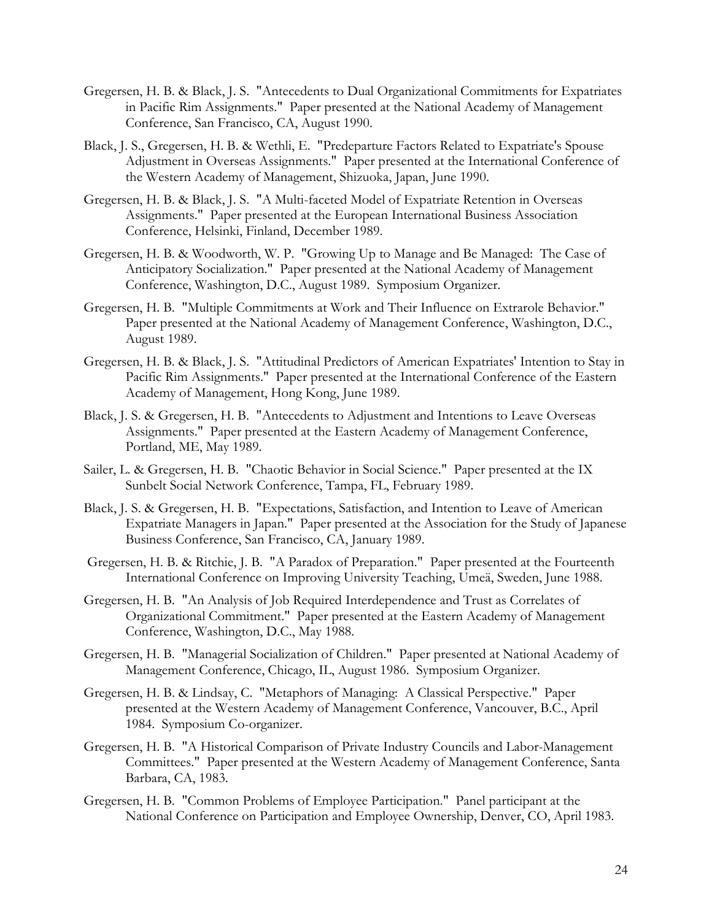Gregersen, H. B. & Black, J. S. "Antecedents to Dual Organizational Commitments for Expatriates in Pacific Rim Assignments." Paper presented at the National Academy of Management Conference, San Francisco, CA, August 1990.

Black, J. S., Gregersen, H. B. & Wethli, E. "Predeparture Factors Related to Expatriate's Spouse Adjustment in Overseas Assignments." Paper presented at the International Conference of the Western Academy of Management, Shizuoka, Japan, June 1990.

Gregersen, H. B. & Black, J. S. "A Multi-faceted Model of Expatriate Retention in Overseas Assignments." Paper presented at the European International Business Association Conference, Helsinki, Finland, December 1989.

Gregersen, H. B. & Woodworth, W. P. "Growing Up to Manage and Be Managed: The Case of Anticipatory Socialization." Paper presented at the National Academy of Management Conference, Washington, D.C., August 1989. Symposium Organizer.

Gregersen, H. B. "Multiple Commitments at Work and Their Influence on Extrarole Behavior." Paper presented at the National Academy of Management Conference, Washington, D.C., August 1989.

Gregersen, H. B. & Black, J. S. "Attitudinal Predictors of American Expatriates' Intention to Stay in Pacific Rim Assignments." Paper presented at the International Conference of the Eastern Academy of Management, Hong Kong, June 1989.

Black, J. S. & Gregersen, H. B. "Antecedents to Adjustment and Intentions to Leave Overseas Assignments." Paper presented at the Eastern Academy of Management Conference, Portland, ME, May 1989.

Sailer, L. & Gregersen, H. B. "Chaotic Behavior in Social Science." Paper presented at the IX Sunbelt Social Network Conference, Tampa, FL, February 1989.

Black, J. S. & Gregersen, H. B. "Expectations, Satisfaction, and Intention to Leave of American Expatriate Managers in Japan." Paper presented at the Association for the Study of Japanese Business Conference, San Francisco, CA, January 1989.

Gregersen, H. B. & Ritchie, J. B. "A Paradox of Preparation." Paper presented at the Fourteenth International Conference on Improving University Teaching, Umeä, Sweden, June 1988.

Gregersen, H. B. "An Analysis of Job Required Interdependence and Trust as Correlates of Organizational Commitment." Paper presented at the Eastern Academy of Management Conference, Washington, D.C., May 1988.

Gregersen, H. B. "Managerial Socialization of Children." Paper presented at National Academy of Management Conference, Chicago, IL, August 1986. Symposium Organizer.

Gregersen, H. B. & Lindsay, C. "Metaphors of Managing: A Classical Perspective." Paper presented at the Western Academy of Management Conference, Vancouver, B.C., April 1984. Symposium Co-organizer.

Gregersen, H. B. "A Historical Comparison of Private Industry Councils and Labor-Management Committees." Paper presented at the Western Academy of Management Conference, Santa Barbara, CA, 1983.

Gregersen, H. B. "Common Problems of Employee Participation." Panel participant at the National Conference on Participation and Employee Ownership, Denver, CO, April 1983.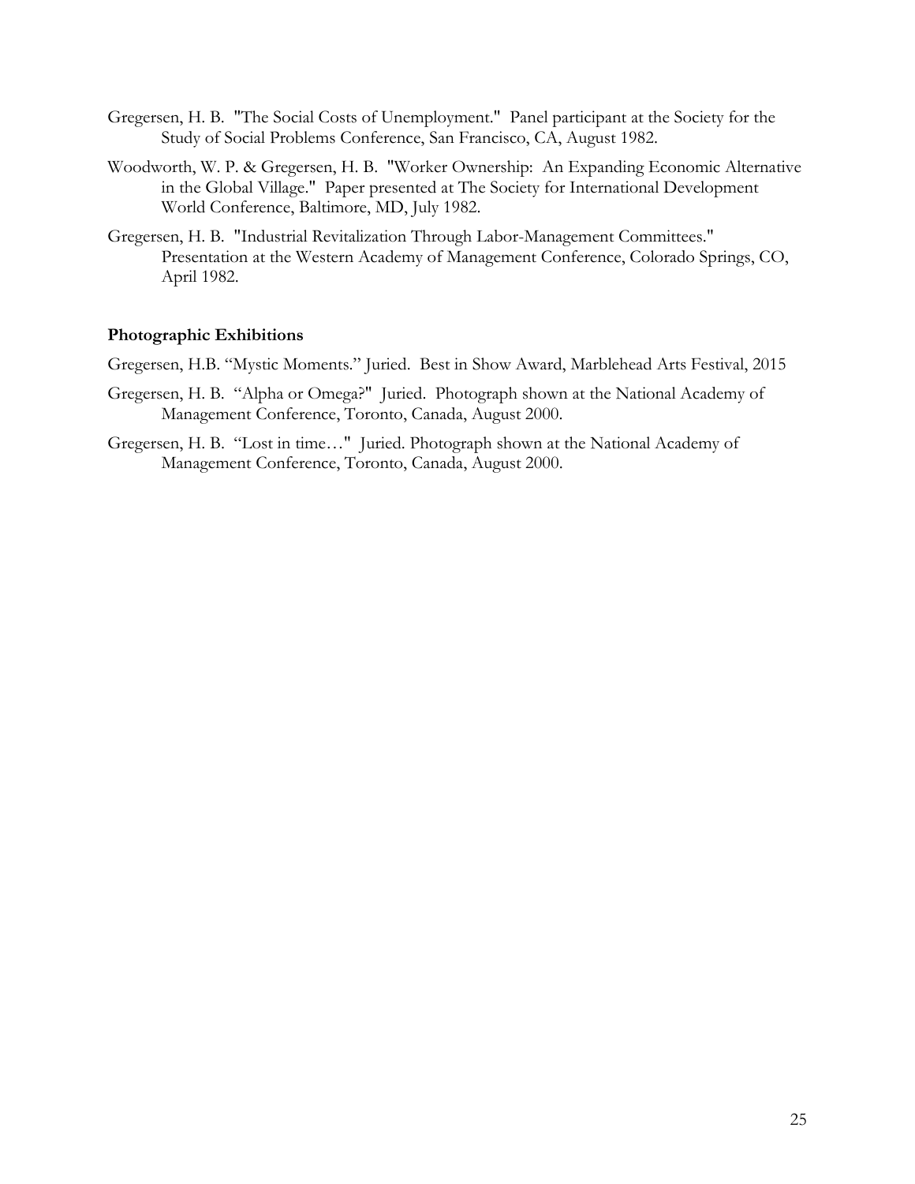Gregersen, H. B. "The Social Costs of Unemployment." Panel participant at the Society for the Study of Social Problems Conference, San Francisco, CA, August 1982.

Woodworth, W. P. & Gregersen, H. B. "Worker Ownership: An Expanding Economic Alternative in the Global Village." Paper presented at The Society for International Development World Conference, Baltimore, MD, July 1982.

Gregersen, H. B. "Industrial Revitalization Through Labor-Management Committees." Presentation at the Western Academy of Management Conference, Colorado Springs, CO, April 1982.

### Photographic Exhibitions

Gregersen, H.B. "Mystic Moments." Juried. Best in Show Award, Marblehead Arts Festival, 2015

Gregersen, H. B. "Alpha or Omega?" Juried. Photograph shown at the National Academy of Management Conference, Toronto, Canada, August 2000.

Gregersen, H. B. "Lost in time…" Juried. Photograph shown at the National Academy of Management Conference, Toronto, Canada, August 2000.